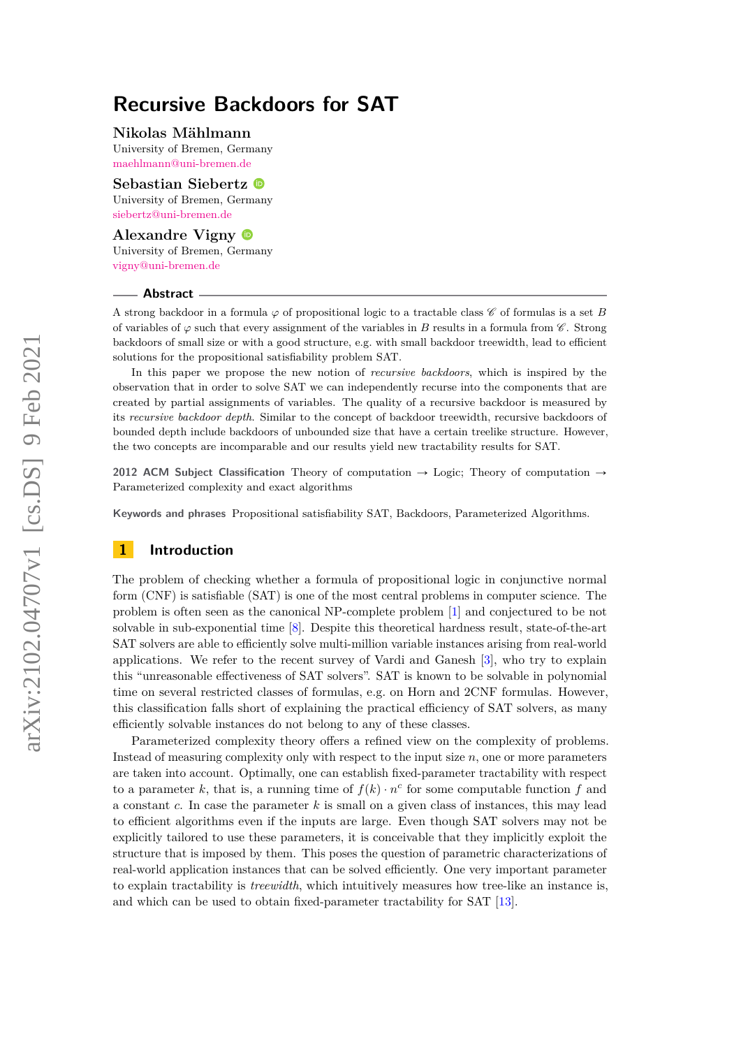# Recursive Backdoors for SAT

**Nikolas Mählmann**
University of Bremen, Germany
maehlmann@uni-bremen.de

**Sebastian Siebertz**
University of Bremen, Germany
siebertz@uni-bremen.de

**Alexandre Vigny**
University of Bremen, Germany
vigny@uni-bremen.de

## Abstract

A strong backdoor in a formula $\varphi$ of propositional logic to a tractable class $\mathscr{C}$ of formulas is a set $B$ of variables of $\varphi$ such that every assignment of the variables in $B$ results in a formula from $\mathscr{C}$. Strong backdoors of small size or with a good structure, e.g. with small backdoor treewidth, lead to efficient solutions for the propositional satisfiability problem SAT.

In this paper we propose the new notion of *recursive backdoors*, which is inspired by the observation that in order to solve SAT we can independently recurse into the components that are created by partial assignments of variables. The quality of a recursive backdoor is measured by its *recursive backdoor depth*. Similar to the concept of backdoor treewidth, recursive backdoors of bounded depth include backdoors of unbounded size that have a certain treelike structure. However, the two concepts are incomparable and our results yield new tractability results for SAT.

**2012 ACM Subject Classification** Theory of computation → Logic; Theory of computation → Parameterized complexity and exact algorithms

**Keywords and phrases** Propositional satisfiability SAT, Backdoors, Parameterized Algorithms.

## 1 Introduction

The problem of checking whether a formula of propositional logic in conjunctive normal form (CNF) is satisfiable (SAT) is one of the most central problems in computer science. The problem is often seen as the canonical NP-complete problem [1] and conjectured to be not solvable in sub-exponential time [8]. Despite this theoretical hardness result, state-of-the-art SAT solvers are able to efficiently solve multi-million variable instances arising from real-world applications. We refer to the recent survey of Vardi and Ganesh [3], who try to explain this "unreasonable effectiveness of SAT solvers". SAT is known to be solvable in polynomial time on several restricted classes of formulas, e.g. on Horn and 2CNF formulas. However, this classification falls short of explaining the practical efficiency of SAT solvers, as many efficiently solvable instances do not belong to any of these classes.

Parameterized complexity theory offers a refined view on the complexity of problems. Instead of measuring complexity only with respect to the input size $n$, one or more parameters are taken into account. Optimally, one can establish fixed-parameter tractability with respect to a parameter $k$, that is, a running time of $f(k) \cdot n^c$ for some computable function $f$ and a constant $c$. In case the parameter $k$ is small on a given class of instances, this may lead to efficient algorithms even if the inputs are large. Even though SAT solvers may not be explicitly tailored to use these parameters, it is conceivable that they implicitly exploit the structure that is imposed by them. This poses the question of parametric characterizations of real-world application instances that can be solved efficiently. One very important parameter to explain tractability is *treewidth*, which intuitively measures how tree-like an instance is, and which can be used to obtain fixed-parameter tractability for SAT [13].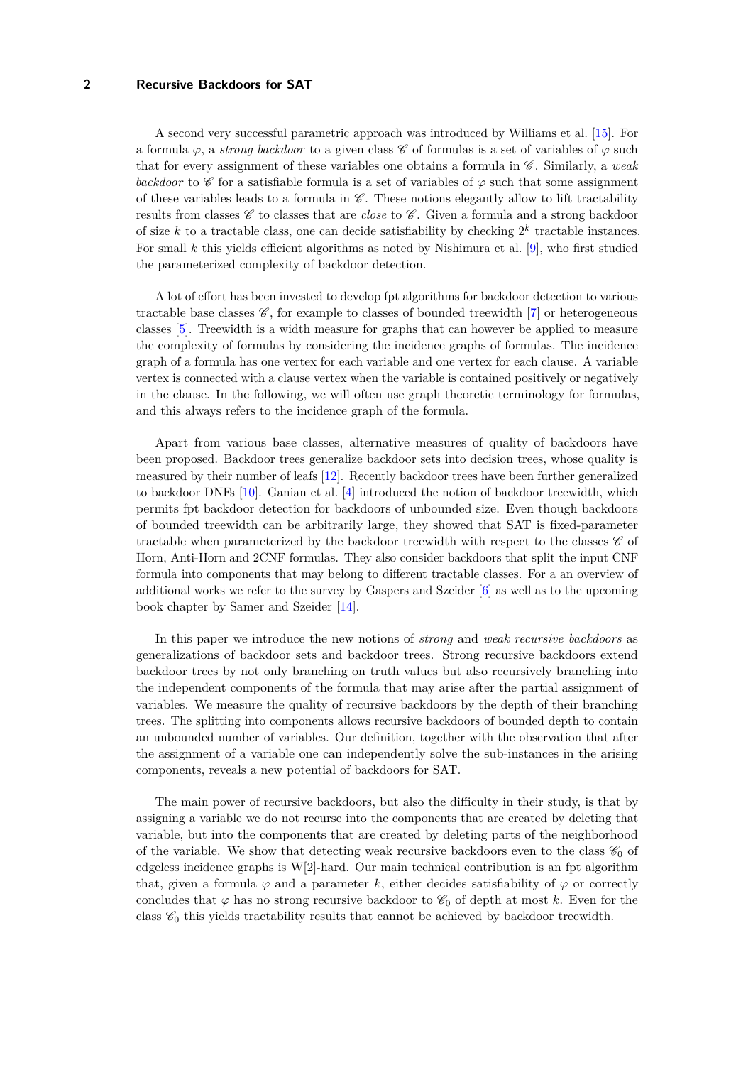A second very successful parametric approach was introduced by Williams et al. [15]. For a formula $\varphi$, a *strong backdoor* to a given class $\mathscr{C}$ of formulas is a set of variables of $\varphi$ such that for every assignment of these variables one obtains a formula in $\mathscr{C}$. Similarly, a *weak backdoor* to $\mathscr{C}$ for a satisfiable formula is a set of variables of $\varphi$ such that some assignment of these variables leads to a formula in $\mathscr{C}$. These notions elegantly allow to lift tractability results from classes $\mathscr{C}$ to classes that are *close* to $\mathscr{C}$. Given a formula and a strong backdoor of size $k$ to a tractable class, one can decide satisfiability by checking $2^k$ tractable instances. For small $k$ this yields efficient algorithms as noted by Nishimura et al. [9], who first studied the parameterized complexity of backdoor detection.

A lot of effort has been invested to develop fpt algorithms for backdoor detection to various tractable base classes $\mathscr{C}$, for example to classes of bounded treewidth [7] or heterogeneous classes [5]. Treewidth is a width measure for graphs that can however be applied to measure the complexity of formulas by considering the incidence graphs of formulas. The incidence graph of a formula has one vertex for each variable and one vertex for each clause. A variable vertex is connected with a clause vertex when the variable is contained positively or negatively in the clause. In the following, we will often use graph theoretic terminology for formulas, and this always refers to the incidence graph of the formula.

Apart from various base classes, alternative measures of quality of backdoors have been proposed. Backdoor trees generalize backdoor sets into decision trees, whose quality is measured by their number of leafs [12]. Recently backdoor trees have been further generalized to backdoor DNFs [10]. Ganian et al. [4] introduced the notion of backdoor treewidth, which permits fpt backdoor detection for backdoors of unbounded size. Even though backdoors of bounded treewidth can be arbitrarily large, they showed that SAT is fixed-parameter tractable when parameterized by the backdoor treewidth with respect to the classes $\mathscr{C}$ of Horn, Anti-Horn and 2CNF formulas. They also consider backdoors that split the input CNF formula into components that may belong to different tractable classes. For a an overview of additional works we refer to the survey by Gaspers and Szeider [6] as well as to the upcoming book chapter by Samer and Szeider [14].

In this paper we introduce the new notions of *strong* and *weak recursive backdoors* as generalizations of backdoor sets and backdoor trees. Strong recursive backdoors extend backdoor trees by not only branching on truth values but also recursively branching into the independent components of the formula that may arise after the partial assignment of variables. We measure the quality of recursive backdoors by the depth of their branching trees. The splitting into components allows recursive backdoors of bounded depth to contain an unbounded number of variables. Our definition, together with the observation that after the assignment of a variable one can independently solve the sub-instances in the arising components, reveals a new potential of backdoors for SAT.

The main power of recursive backdoors, but also the difficulty in their study, is that by assigning a variable we do not recurse into the components that are created by deleting that variable, but into the components that are created by deleting parts of the neighborhood of the variable. We show that detecting weak recursive backdoors even to the class $\mathscr{C}_0$ of edgeless incidence graphs is W[2]-hard. Our main technical contribution is an fpt algorithm that, given a formula $\varphi$ and a parameter $k$, either decides satisfiability of $\varphi$ or correctly concludes that $\varphi$ has no strong recursive backdoor to $\mathscr{C}_0$ of depth at most $k$. Even for the class $\mathscr{C}_0$ this yields tractability results that cannot be achieved by backdoor treewidth.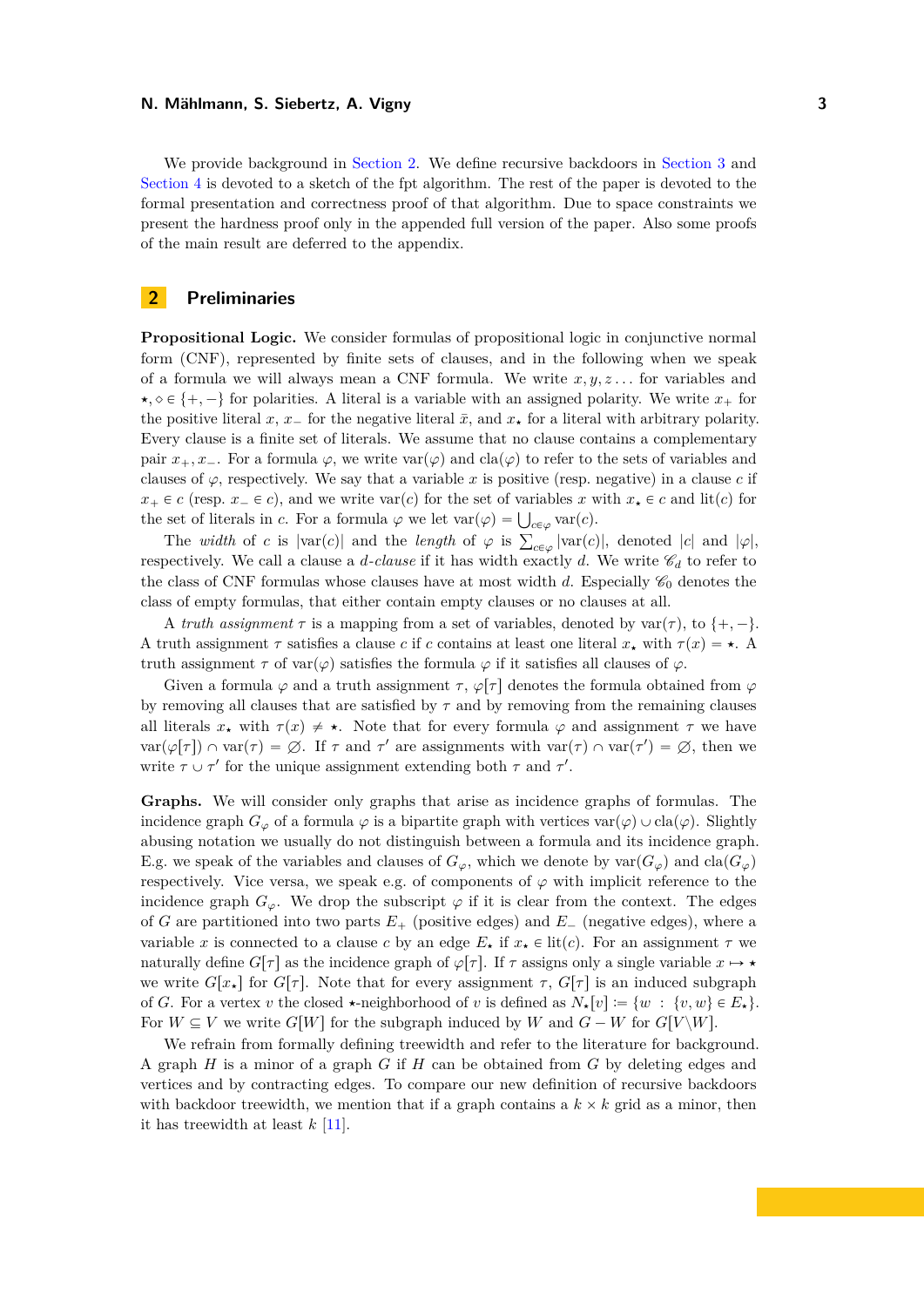We provide background in Section 2. We define recursive backdoors in Section 3 and Section 4 is devoted to a sketch of the fpt algorithm. The rest of the paper is devoted to the formal presentation and correctness proof of that algorithm. Due to space constraints we present the hardness proof only in the appended full version of the paper. Also some proofs of the main result are deferred to the appendix.

## 2 Preliminaries

**Propositional Logic.** We consider formulas of propositional logic in conjunctive normal form (CNF), represented by finite sets of clauses, and in the following when we speak of a formula we will always mean a CNF formula. We write $x, y, z \dots$ for variables and $\star, \diamond \in \{+, -\}$ for polarities. A literal is a variable with an assigned polarity. We write $x_+$ for the positive literal $x$, $x_-$ for the negative literal $\bar{x}$, and $x_\star$ for a literal with arbitrary polarity. Every clause is a finite set of literals. We assume that no clause contains a complementary pair $x_+, x_-$. For a formula $\varphi$, we write $\text{var}(\varphi)$ and $\text{cla}(\varphi)$ to refer to the sets of variables and clauses of $\varphi$, respectively. We say that a variable $x$ is positive (resp. negative) in a clause $c$ if $x_+ \in c$ (resp. $x_- \in c$), and we write $\text{var}(c)$ for the set of variables $x$ with $x_\star \in c$ and $\text{lit}(c)$ for the set of literals in $c$. For a formula $\varphi$ we let $\text{var}(\varphi) = \bigcup_{c \in \varphi} \text{var}(c)$.

The *width* of $c$ is $|\text{var}(c)|$ and the *length* of $\varphi$ is $\sum_{c \in \varphi} |\text{var}(c)|$, denoted $|c|$ and $|\varphi|$, respectively. We call a clause a *$d$-clause* if it has width exactly $d$. We write $\mathscr{C}_d$ to refer to the class of CNF formulas whose clauses have at most width $d$. Especially $\mathscr{C}_0$ denotes the class of empty formulas, that either contain empty clauses or no clauses at all.

A *truth assignment* $\tau$ is a mapping from a set of variables, denoted by $\text{var}(\tau)$, to $\{+, -\}$. A truth assignment $\tau$ satisfies a clause $c$ if $c$ contains at least one literal $x_\star$ with $\tau(x) = \star$. A truth assignment $\tau$ of $\text{var}(\varphi)$ satisfies the formula $\varphi$ if it satisfies all clauses of $\varphi$.

Given a formula $\varphi$ and a truth assignment $\tau$, $\varphi[\tau]$ denotes the formula obtained from $\varphi$ by removing all clauses that are satisfied by $\tau$ and by removing from the remaining clauses all literals $x_\star$ with $\tau(x) \neq \star$. Note that for every formula $\varphi$ and assignment $\tau$ we have $\text{var}(\varphi[\tau]) \cap \text{var}(\tau) = \varnothing$. If $\tau$ and $\tau'$ are assignments with $\text{var}(\tau) \cap \text{var}(\tau') = \varnothing$, then we write $\tau \cup \tau'$ for the unique assignment extending both $\tau$ and $\tau'$.

**Graphs.** We will consider only graphs that arise as incidence graphs of formulas. The incidence graph $G_\varphi$ of a formula $\varphi$ is a bipartite graph with vertices $\text{var}(\varphi) \cup \text{cla}(\varphi)$. Slightly abusing notation we usually do not distinguish between a formula and its incidence graph. E.g. we speak of the variables and clauses of $G_\varphi$, which we denote by $\text{var}(G_\varphi)$ and $\text{cla}(G_\varphi)$ respectively. Vice versa, we speak e.g. of components of $\varphi$ with implicit reference to the incidence graph $G_\varphi$. We drop the subscript $\varphi$ if it is clear from the context. The edges of $G$ are partitioned into two parts $E_+$ (positive edges) and $E_-$ (negative edges), where a variable $x$ is connected to a clause $c$ by an edge $E_\star$ if $x_\star \in \text{lit}(c)$. For an assignment $\tau$ we naturally define $G[\tau]$ as the incidence graph of $\varphi[\tau]$. If $\tau$ assigns only a single variable $x \mapsto \star$ we write $G[x_\star]$ for $G[\tau]$. Note that for every assignment $\tau$, $G[\tau]$ is an induced subgraph of $G$. For a vertex $v$ the closed $\star$-neighborhood of $v$ is defined as $N_\star[v] := \{w : \{v, w\} \in E_\star\}$. For $W \subseteq V$ we write $G[W]$ for the subgraph induced by $W$ and $G - W$ for $G[V \backslash W]$.

We refrain from formally defining treewidth and refer to the literature for background. A graph $H$ is a minor of a graph $G$ if $H$ can be obtained from $G$ by deleting edges and vertices and by contracting edges. To compare our new definition of recursive backdoors with backdoor treewidth, we mention that if a graph contains a $k \times k$ grid as a minor, then it has treewidth at least $k$ [11].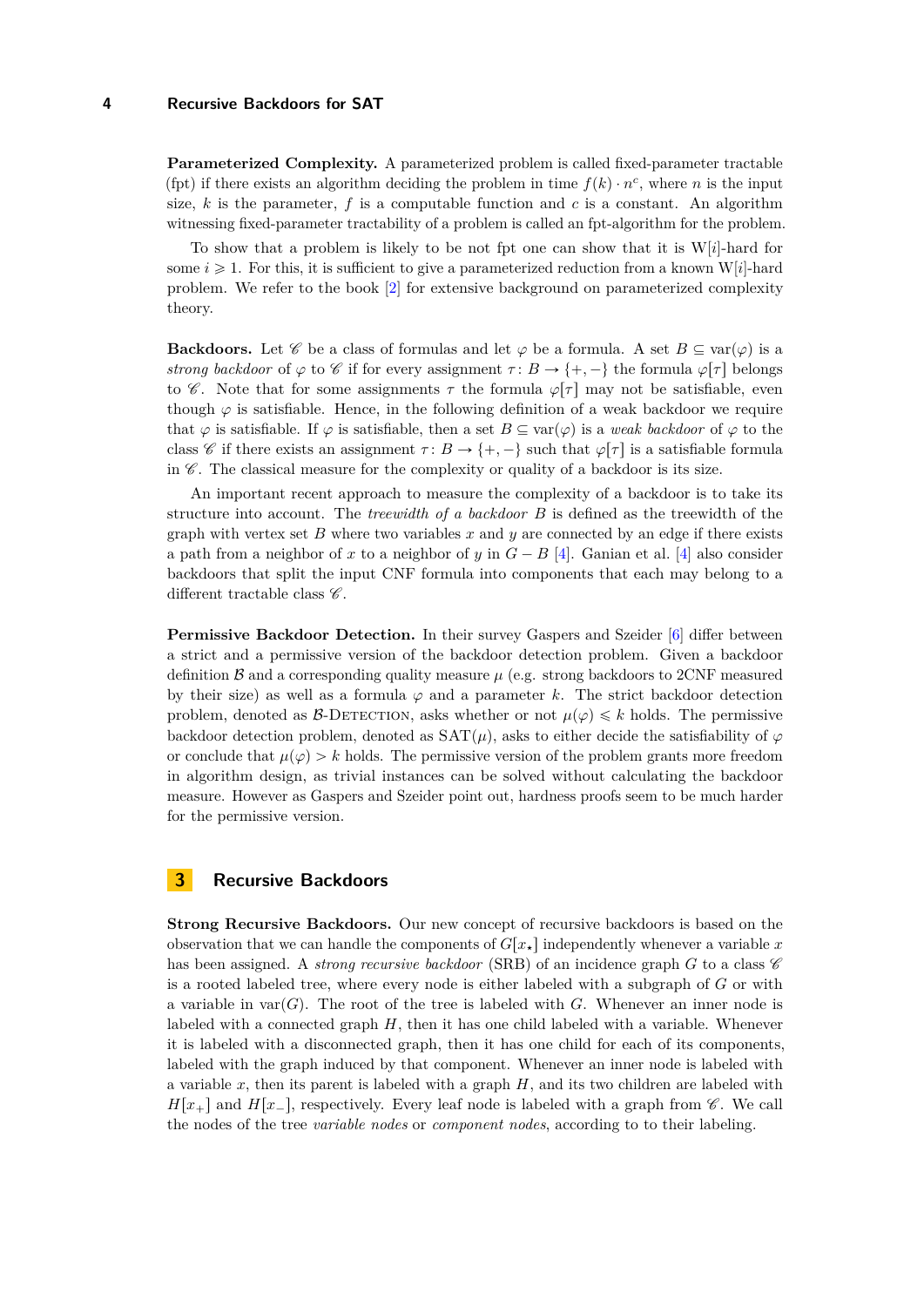**Parameterized Complexity.** A parameterized problem is called fixed-parameter tractable (fpt) if there exists an algorithm deciding the problem in time $f(k) \cdot n^c$, where $n$ is the input size, $k$ is the parameter, $f$ is a computable function and $c$ is a constant. An algorithm witnessing fixed-parameter tractability of a problem is called an fpt-algorithm for the problem.

To show that a problem is likely to be not fpt one can show that it is W[$i$]-hard for some $i \geqslant 1$. For this, it is sufficient to give a parameterized reduction from a known W[$i$]-hard problem. We refer to the book [2] for extensive background on parameterized complexity theory.

**Backdoors.** Let $\mathscr{C}$ be a class of formulas and let $\varphi$ be a formula. A set $B \subseteq \text{var}(\varphi)$ is a *strong backdoor* of $\varphi$ to $\mathscr{C}$ if for every assignment $\tau\colon B \to \{+,-\}$ the formula $\varphi[\tau]$ belongs to $\mathscr{C}$. Note that for some assignments $\tau$ the formula $\varphi[\tau]$ may not be satisfiable, even though $\varphi$ is satisfiable. Hence, in the following definition of a weak backdoor we require that $\varphi$ is satisfiable. If $\varphi$ is satisfiable, then a set $B \subseteq \text{var}(\varphi)$ is a *weak backdoor* of $\varphi$ to the class $\mathscr{C}$ if there exists an assignment $\tau\colon B \to \{+,-\}$ such that $\varphi[\tau]$ is a satisfiable formula in $\mathscr{C}$. The classical measure for the complexity or quality of a backdoor is its size.

An important recent approach to measure the complexity of a backdoor is to take its structure into account. The *treewidth of a backdoor* $B$ is defined as the treewidth of the graph with vertex set $B$ where two variables $x$ and $y$ are connected by an edge if there exists a path from a neighbor of $x$ to a neighbor of $y$ in $G - B$ [4]. Ganian et al. [4] also consider backdoors that split the input CNF formula into components that each may belong to a different tractable class $\mathscr{C}$.

**Permissive Backdoor Detection.** In their survey Gaspers and Szeider [6] differ between a strict and a permissive version of the backdoor detection problem. Given a backdoor definition $\mathcal{B}$ and a corresponding quality measure $\mu$ (e.g. strong backdoors to 2CNF measured by their size) as well as a formula $\varphi$ and a parameter $k$. The strict backdoor detection problem, denoted as $\mathcal{B}$-Detection, asks whether or not $\mu(\varphi) \leqslant k$ holds. The permissive backdoor detection problem, denoted as $\text{SAT}(\mu)$, asks to either decide the satisfiability of $\varphi$ or conclude that $\mu(\varphi) > k$ holds. The permissive version of the problem grants more freedom in algorithm design, as trivial instances can be solved without calculating the backdoor measure. However as Gaspers and Szeider point out, hardness proofs seem to be much harder for the permissive version.

## 3 Recursive Backdoors

**Strong Recursive Backdoors.** Our new concept of recursive backdoors is based on the observation that we can handle the components of $G[x_\star]$ independently whenever a variable $x$ has been assigned. A *strong recursive backdoor* (SRB) of an incidence graph $G$ to a class $\mathscr{C}$ is a rooted labeled tree, where every node is either labeled with a subgraph of $G$ or with a variable in $\text{var}(G)$. The root of the tree is labeled with $G$. Whenever an inner node is labeled with a connected graph $H$, then it has one child labeled with a variable. Whenever it is labeled with a disconnected graph, then it has one child for each of its components, labeled with the graph induced by that component. Whenever an inner node is labeled with a variable $x$, then its parent is labeled with a graph $H$, and its two children are labeled with $H[x_+]$ and $H[x_-]$, respectively. Every leaf node is labeled with a graph from $\mathscr{C}$. We call the nodes of the tree *variable nodes* or *component nodes*, according to to their labeling.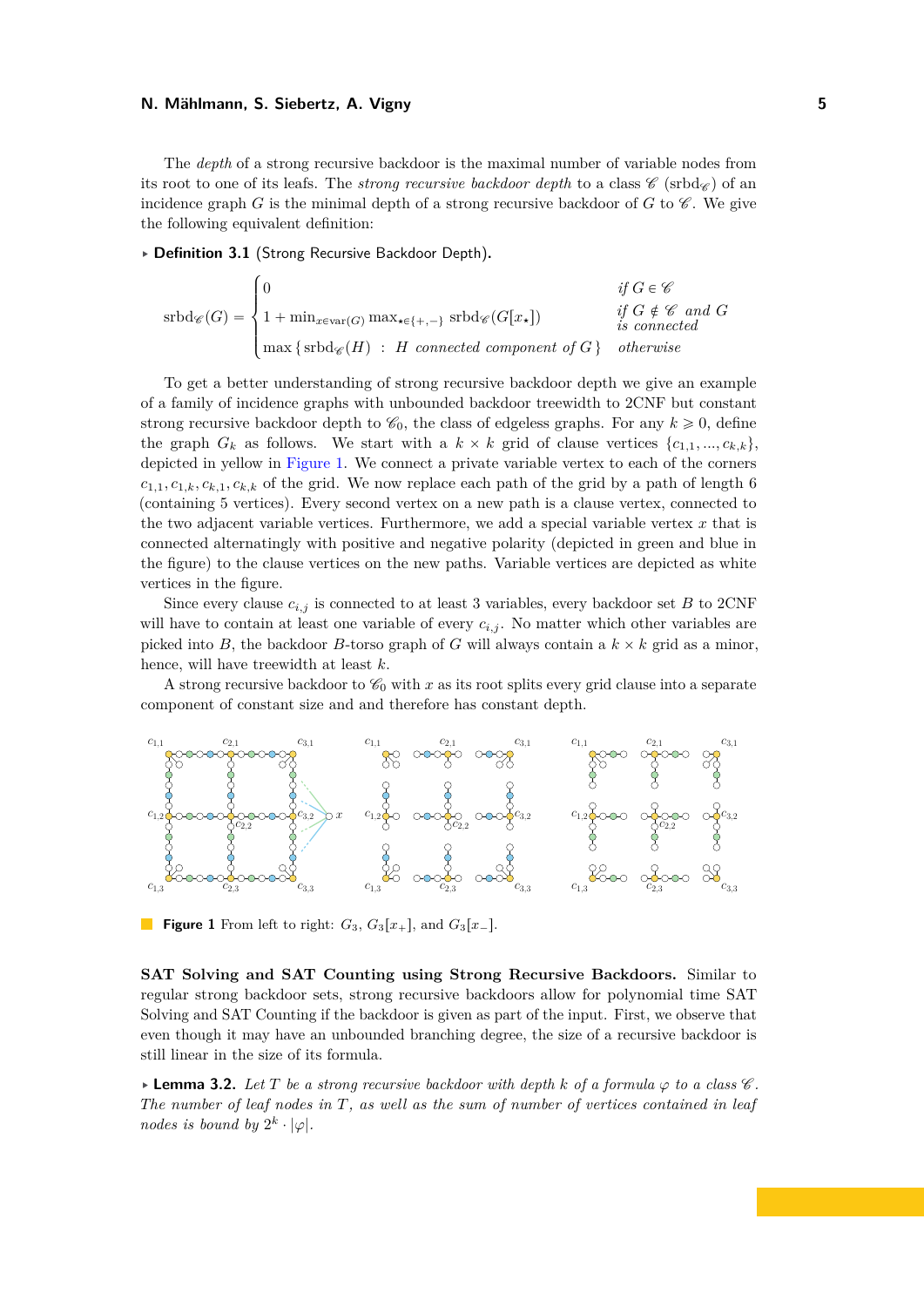The *depth* of a strong recursive backdoor is the maximal number of variable nodes from its root to one of its leafs. The *strong recursive backdoor depth* to a class $\mathscr{C}$ ($\mathrm{srbd}_{\mathscr{C}}$) of an incidence graph $G$ is the minimal depth of a strong recursive backdoor of $G$ to $\mathscr{C}$. We give the following equivalent definition:

▸ **Definition 3.1** (Strong Recursive Backdoor Depth).

$$
\mathrm{srbd}_{\mathscr{C}}(G) = \begin{cases} 0 & \text{if } G \in \mathscr{C} \\ 1 + \min_{x \in \mathrm{var}(G)} \max_{\star \in \{+,-\}} \mathrm{srbd}_{\mathscr{C}}(G[x_\star]) & \text{if } G \notin \mathscr{C} \text{ and } G \text{ is connected} \\ \max \{ \mathrm{srbd}_{\mathscr{C}}(H) \ : \ H \text{ connected component of } G \} & \text{otherwise} \end{cases}
$$

To get a better understanding of strong recursive backdoor depth we give an example of a family of incidence graphs with unbounded backdoor treewidth to 2CNF but constant strong recursive backdoor depth to $\mathscr{C}_0$, the class of edgeless graphs. For any $k \geqslant 0$, define the graph $G_k$ as follows. We start with a $k \times k$ grid of clause vertices $\{c_{1,1}, ..., c_{k,k}\}$, depicted in yellow in Figure 1. We connect a private variable vertex to each of the corners $c_{1,1}, c_{1,k}, c_{k,1}, c_{k,k}$ of the grid. We now replace each path of the grid by a path of length 6 (containing 5 vertices). Every second vertex on a new path is a clause vertex, connected to the two adjacent variable vertices. Furthermore, we add a special variable vertex $x$ that is connected alternatingly with positive and negative polarity (depicted in green and blue in the figure) to the clause vertices on the new paths. Variable vertices are depicted as white vertices in the figure.

Since every clause $c_{i,j}$ is connected to at least 3 variables, every backdoor set $B$ to 2CNF will have to contain at least one variable of every $c_{i,j}$. No matter which other variables are picked into $B$, the backdoor $B$-torso graph of $G$ will always contain a $k \times k$ grid as a minor, hence, will have treewidth at least $k$.

A strong recursive backdoor to $\mathscr{C}_0$ with $x$ as its root splits every grid clause into a separate component of constant size and and therefore has constant depth.

**Figure 1** From left to right: $G_3$, $G_3[x_+]$, and $G_3[x_-]$.

**SAT Solving and SAT Counting using Strong Recursive Backdoors.** Similar to regular strong backdoor sets, strong recursive backdoors allow for polynomial time SAT Solving and SAT Counting if the backdoor is given as part of the input. First, we observe that even though it may have an unbounded branching degree, the size of a recursive backdoor is still linear in the size of its formula.

▸ **Lemma 3.2.** *Let $T$ be a strong recursive backdoor with depth $k$ of a formula $\varphi$ to a class $\mathscr{C}$. The number of leaf nodes in $T$, as well as the sum of number of vertices contained in leaf nodes is bound by $2^k \cdot |\varphi|$.*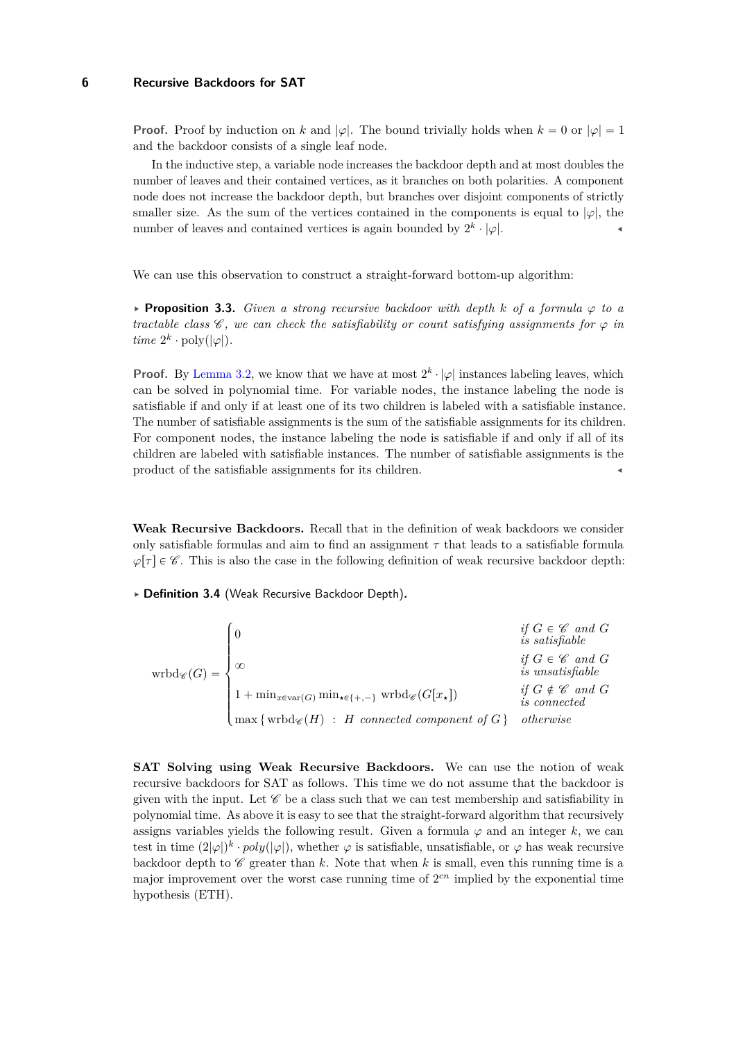**Proof.** Proof by induction on $k$ and $|\varphi|$. The bound trivially holds when $k = 0$ or $|\varphi| = 1$ and the backdoor consists of a single leaf node.

In the inductive step, a variable node increases the backdoor depth and at most doubles the number of leaves and their contained vertices, as it branches on both polarities. A component node does not increase the backdoor depth, but branches over disjoint components of strictly smaller size. As the sum of the vertices contained in the components is equal to $|\varphi|$, the number of leaves and contained vertices is again bounded by $2^k \cdot |\varphi|$. ◂

We can use this observation to construct a straight-forward bottom-up algorithm:

▸ **Proposition 3.3.** *Given a strong recursive backdoor with depth $k$ of a formula $\varphi$ to a tractable class $\mathscr{C}$, we can check the satisfiability or count satisfying assignments for $\varphi$ in time $2^k \cdot \mathrm{poly}(|\varphi|)$.*

**Proof.** By Lemma 3.2, we know that we have at most $2^k \cdot |\varphi|$ instances labeling leaves, which can be solved in polynomial time. For variable nodes, the instance labeling the node is satisfiable if and only if at least one of its two children is labeled with a satisfiable instance. The number of satisfiable assignments is the sum of the satisfiable assignments for its children. For component nodes, the instance labeling the node is satisfiable if and only if all of its children are labeled with satisfiable instances. The number of satisfiable assignments is the product of the satisfiable assignments for its children. ◂

**Weak Recursive Backdoors.** Recall that in the definition of weak backdoors we consider only satisfiable formulas and aim to find an assignment $\tau$ that leads to a satisfiable formula $\varphi[\tau] \in \mathscr{C}$. This is also the case in the following definition of weak recursive backdoor depth:

▸ **Definition 3.4** (Weak Recursive Backdoor Depth)**.**

$$\mathrm{wrbd}_{\mathscr{C}}(G) = \begin{cases} 0 & \text{if } G \in \mathscr{C} \text{ and } G \text{ is satisfiable} \\ \infty & \text{if } G \in \mathscr{C} \text{ and } G \text{ is unsatisfiable} \\ 1 + \min_{x \in \mathrm{var}(G)} \min_{\star \in \{+,-\}} \mathrm{wrbd}_{\mathscr{C}}(G[x_\star]) & \text{if } G \notin \mathscr{C} \text{ and } G \text{ is connected} \\ \max \{ \mathrm{wrbd}_{\mathscr{C}}(H) \ : \ H \text{ connected component of } G \} & \text{otherwise} \end{cases}$$

**SAT Solving using Weak Recursive Backdoors.** We can use the notion of weak recursive backdoors for SAT as follows. This time we do not assume that the backdoor is given with the input. Let $\mathscr{C}$ be a class such that we can test membership and satisfiability in polynomial time. As above it is easy to see that the straight-forward algorithm that recursively assigns variables yields the following result. Given a formula $\varphi$ and an integer $k$, we can test in time $(2|\varphi|)^k \cdot poly(|\varphi|)$, whether $\varphi$ is satisfiable, unsatisfiable, or $\varphi$ has weak recursive backdoor depth to $\mathscr{C}$ greater than $k$. Note that when $k$ is small, even this running time is a major improvement over the worst case running time of $2^{cn}$ implied by the exponential time hypothesis (ETH).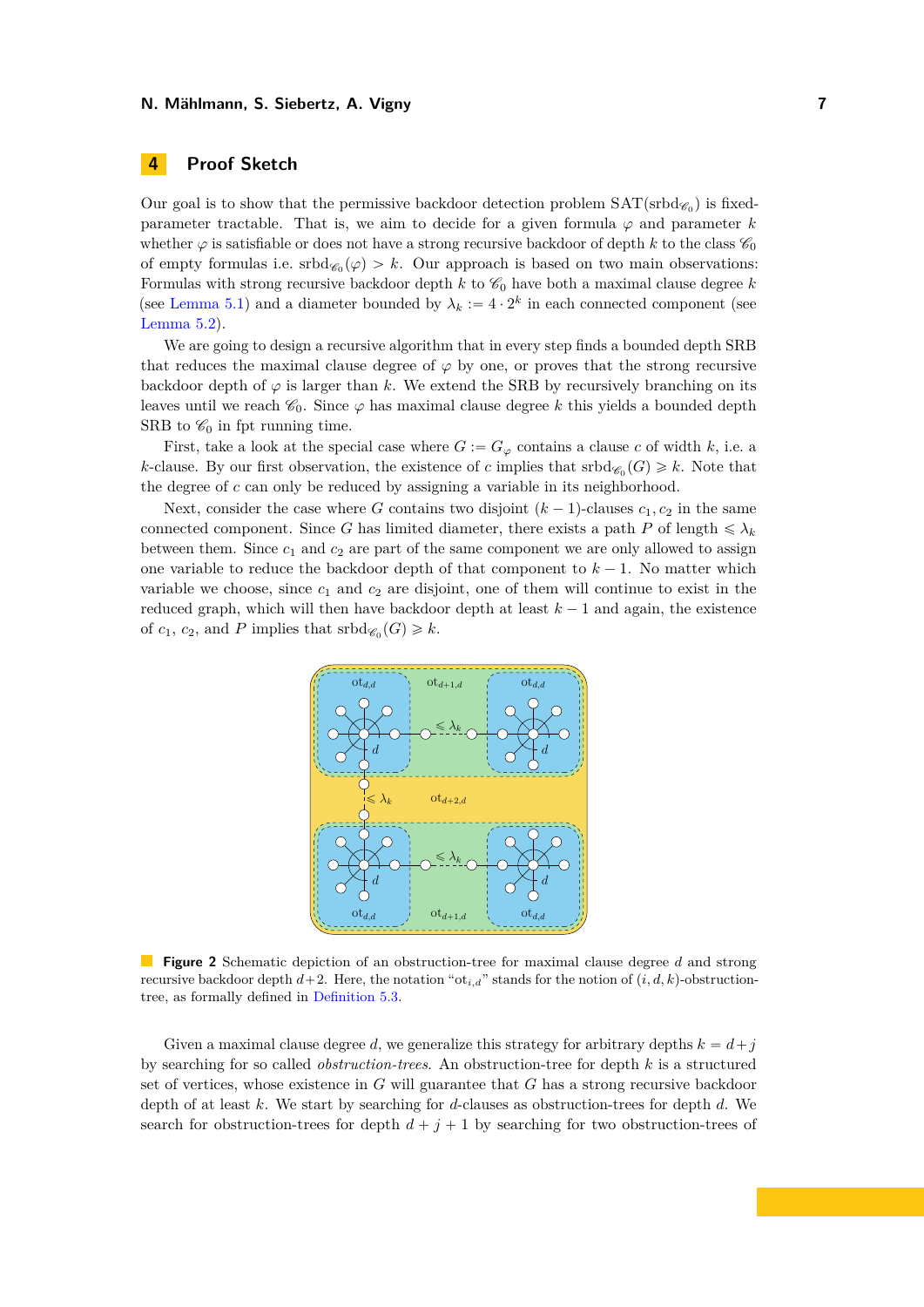## 4 Proof Sketch

Our goal is to show that the permissive backdoor detection problem $\mathrm{SAT}(\mathrm{srbd}_{\mathscr{C}_0})$ is fixed-parameter tractable. That is, we aim to decide for a given formula $\varphi$ and parameter $k$ whether $\varphi$ is satisfiable or does not have a strong recursive backdoor of depth $k$ to the class $\mathscr{C}_0$ of empty formulas i.e. $\mathrm{srbd}_{\mathscr{C}_0}(\varphi) > k$. Our approach is based on two main observations: Formulas with strong recursive backdoor depth $k$ to $\mathscr{C}_0$ have both a maximal clause degree $k$ (see Lemma 5.1) and a diameter bounded by $\lambda_k := 4 \cdot 2^k$ in each connected component (see Lemma 5.2).

We are going to design a recursive algorithm that in every step finds a bounded depth SRB that reduces the maximal clause degree of $\varphi$ by one, or proves that the strong recursive backdoor depth of $\varphi$ is larger than $k$. We extend the SRB by recursively branching on its leaves until we reach $\mathscr{C}_0$. Since $\varphi$ has maximal clause degree $k$ this yields a bounded depth SRB to $\mathscr{C}_0$ in fpt running time.

First, take a look at the special case where $G := G_\varphi$ contains a clause $c$ of width $k$, i.e. a $k$-clause. By our first observation, the existence of $c$ implies that $\mathrm{srbd}_{\mathscr{C}_0}(G) \geqslant k$. Note that the degree of $c$ can only be reduced by assigning a variable in its neighborhood.

Next, consider the case where $G$ contains two disjoint $(k-1)$-clauses $c_1, c_2$ in the same connected component. Since $G$ has limited diameter, there exists a path $P$ of length $\leqslant \lambda_k$ between them. Since $c_1$ and $c_2$ are part of the same component we are only allowed to assign one variable to reduce the backdoor depth of that component to $k-1$. No matter which variable we choose, since $c_1$ and $c_2$ are disjoint, one of them will continue to exist in the reduced graph, which will then have backdoor depth at least $k-1$ and again, the existence of $c_1$, $c_2$, and $P$ implies that $\mathrm{srbd}_{\mathscr{C}_0}(G) \geqslant k$.

**Figure 2** Schematic depiction of an obstruction-tree for maximal clause degree $d$ and strong recursive backdoor depth $d+2$. Here, the notation "$\mathrm{ot}_{i,d}$" stands for the notion of $(i,d,k)$-obstruction-tree, as formally defined in Definition 5.3.

Given a maximal clause degree $d$, we generalize this strategy for arbitrary depths $k = d+j$ by searching for so called *obstruction-trees*. An obstruction-tree for depth $k$ is a structured set of vertices, whose existence in $G$ will guarantee that $G$ has a strong recursive backdoor depth of at least $k$. We start by searching for $d$-clauses as obstruction-trees for depth $d$. We search for obstruction-trees for depth $d+j+1$ by searching for two obstruction-trees of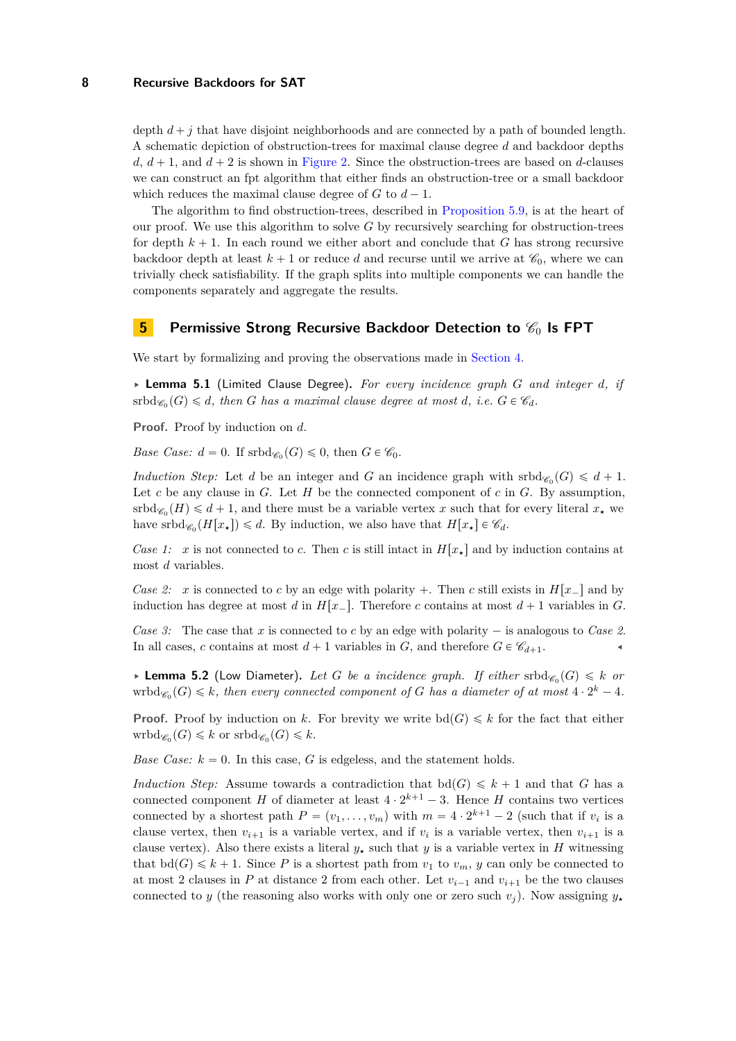depth $d + j$ that have disjoint neighborhoods and are connected by a path of bounded length. A schematic depiction of obstruction-trees for maximal clause degree $d$ and backdoor depths $d$, $d+1$, and $d+2$ is shown in Figure 2. Since the obstruction-trees are based on $d$-clauses we can construct an fpt algorithm that either finds an obstruction-tree or a small backdoor which reduces the maximal clause degree of $G$ to $d-1$.

The algorithm to find obstruction-trees, described in Proposition 5.9, is at the heart of our proof. We use this algorithm to solve $G$ by recursively searching for obstruction-trees for depth $k+1$. In each round we either abort and conclude that $G$ has strong recursive backdoor depth at least $k+1$ or reduce $d$ and recurse until we arrive at $\mathscr{C}_0$, where we can trivially check satisfiability. If the graph splits into multiple components we can handle the components separately and aggregate the results.

## 5 Permissive Strong Recursive Backdoor Detection to $\mathscr{C}_0$ Is FPT

We start by formalizing and proving the observations made in Section 4.

▸ **Lemma 5.1** (Limited Clause Degree). *For every incidence graph $G$ and integer $d$, if $\mathrm{srbd}_{\mathscr{C}_0}(G) \leqslant d$, then $G$ has a maximal clause degree at most $d$, i.e. $G \in \mathscr{C}_d$.*

**Proof.** Proof by induction on $d$.

*Base Case:* $d = 0$. If $\mathrm{srbd}_{\mathscr{C}_0}(G) \leqslant 0$, then $G \in \mathscr{C}_0$.

*Induction Step:* Let $d$ be an integer and $G$ an incidence graph with $\mathrm{srbd}_{\mathscr{C}_0}(G) \leqslant d+1$. Let $c$ be any clause in $G$. Let $H$ be the connected component of $c$ in $G$. By assumption, $\mathrm{srbd}_{\mathscr{C}_0}(H) \leqslant d+1$, and there must be a variable vertex $x$ such that for every literal $x_\star$ we have $\mathrm{srbd}_{\mathscr{C}_0}(H[x_\star]) \leqslant d$. By induction, we also have that $H[x_\star] \in \mathscr{C}_d$.

*Case 1:* $x$ is not connected to $c$. Then $c$ is still intact in $H[x_\star]$ and by induction contains at most $d$ variables.

*Case 2:* $x$ is connected to $c$ by an edge with polarity $+$. Then $c$ still exists in $H[x_-]$ and by induction has degree at most $d$ in $H[x_-]$. Therefore $c$ contains at most $d+1$ variables in $G$.

*Case 3:* The case that $x$ is connected to $c$ by an edge with polarity $-$ is analogous to *Case 2*. In all cases, $c$ contains at most $d+1$ variables in $G$, and therefore $G \in \mathscr{C}_{d+1}$. ◂

▸ **Lemma 5.2** (Low Diameter). *Let $G$ be a incidence graph. If either $\mathrm{srbd}_{\mathscr{C}_0}(G) \leqslant k$ or $\mathrm{wrbd}_{\mathscr{C}_0}(G) \leqslant k$, then every connected component of $G$ has a diameter of at most $4 \cdot 2^k - 4$.*

**Proof.** Proof by induction on $k$. For brevity we write $\mathrm{bd}(G) \leqslant k$ for the fact that either $\mathrm{wrbd}_{\mathscr{C}_0}(G) \leqslant k$ or $\mathrm{srbd}_{\mathscr{C}_0}(G) \leqslant k$.

*Base Case:* $k = 0$. In this case, $G$ is edgeless, and the statement holds.

*Induction Step:* Assume towards a contradiction that $\mathrm{bd}(G) \leqslant k+1$ and that $G$ has a connected component $H$ of diameter at least $4 \cdot 2^{k+1} - 3$. Hence $H$ contains two vertices connected by a shortest path $P = (v_1, \ldots, v_m)$ with $m = 4 \cdot 2^{k+1} - 2$ (such that if $v_i$ is a clause vertex, then $v_{i+1}$ is a variable vertex, and if $v_i$ is a variable vertex, then $v_{i+1}$ is a clause vertex). Also there exists a literal $y_\star$ such that $y$ is a variable vertex in $H$ witnessing that $\mathrm{bd}(G) \leqslant k+1$. Since $P$ is a shortest path from $v_1$ to $v_m$, $y$ can only be connected to at most 2 clauses in $P$ at distance 2 from each other. Let $v_{i-1}$ and $v_{i+1}$ be the two clauses connected to $y$ (the reasoning also works with only one or zero such $v_j$). Now assigning $y_\star$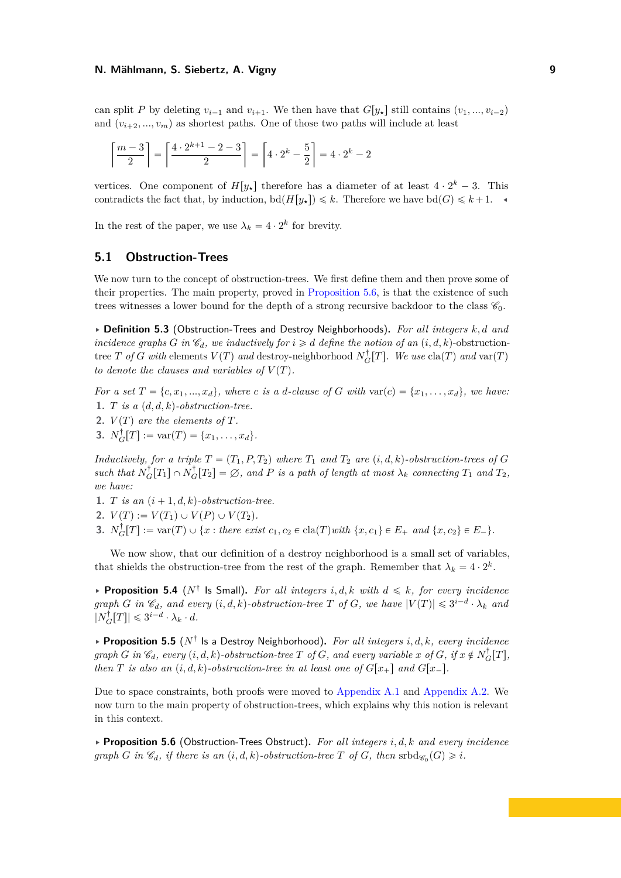can split $P$ by deleting $v_{i-1}$ and $v_{i+1}$. We then have that $G[y_\star]$ still contains $(v_1, ..., v_{i-2})$ and $(v_{i+2}, ..., v_m)$ as shortest paths. One of those two paths will include at least

$$\left\lceil \frac{m-3}{2} \right\rceil = \left\lceil \frac{4 \cdot 2^{k+1} - 2 - 3}{2} \right\rceil = \left\lceil 4 \cdot 2^k - \frac{5}{2} \right\rceil = 4 \cdot 2^k - 2$$

vertices. One component of $H[y_\star]$ therefore has a diameter of at least $4 \cdot 2^k - 3$. This contradicts the fact that, by induction, $\text{bd}(H[y_\star]) \leqslant k$. Therefore we have $\text{bd}(G) \leqslant k+1$. ◂

In the rest of the paper, we use $\lambda_k = 4 \cdot 2^k$ for brevity.

## 5.1 Obstruction-Trees

We now turn to the concept of obstruction-trees. We first define them and then prove some of their properties. The main property, proved in Proposition 5.6, is that the existence of such trees witnesses a lower bound for the depth of a strong recursive backdoor to the class $\mathscr{C}_0$.

▸ **Definition 5.3** (Obstruction-Trees and Destroy Neighborhoods). *For all integers $k, d$ and incidence graphs $G$ in $\mathscr{C}_d$, we inductively for $i \geqslant d$ define the notion of an $(i, d, k)$-obstruction-tree $T$ of $G$ with* elements $V(T)$ *and* destroy-neighborhood $N_G^\dagger[T]$. *We use* $\text{cla}(T)$ *and* $\text{var}(T)$ *to denote the clauses and variables of $V(T)$.*

*For a set $T = \{c, x_1, ..., x_d\}$, where $c$ is a $d$-clause of $G$ with $\text{var}(c) = \{x_1, \dots, x_d\}$, we have:*
1. *$T$ is a $(d, d, k)$-obstruction-tree.*
2. *$V(T)$ are the elements of $T$.*
3. *$N_G^\dagger[T] := \text{var}(T) = \{x_1, \dots, x_d\}$.*

*Inductively, for a triple $T = (T_1, P, T_2)$ where $T_1$ and $T_2$ are $(i, d, k)$-obstruction-trees of $G$ such that $N_G^\dagger[T_1] \cap N_G^\dagger[T_2] = \varnothing$, and $P$ is a path of length at most $\lambda_k$ connecting $T_1$ and $T_2$, we have:*
1. *$T$ is an $(i+1, d, k)$-obstruction-tree.*
2. *$V(T) := V(T_1) \cup V(P) \cup V(T_2)$.*
3. *$N_G^\dagger[T] := \text{var}(T) \cup \{x :$ there exist $c_1, c_2 \in \text{cla}(T)$ with $\{x, c_1\} \in E_+$ and $\{x, c_2\} \in E_-\}$.*

We now show, that our definition of a destroy neighborhood is a small set of variables, that shields the obstruction-tree from the rest of the graph. Remember that $\lambda_k = 4 \cdot 2^k$.

▸ **Proposition 5.4** ($N^\dagger$ Is Small). *For all integers $i, d, k$ with $d \leqslant k$, for every incidence graph $G$ in $\mathscr{C}_d$, and every $(i, d, k)$-obstruction-tree $T$ of $G$, we have $|V(T)| \leqslant 3^{i-d} \cdot \lambda_k$ and $|N_G^\dagger[T]| \leqslant 3^{i-d} \cdot \lambda_k \cdot d$.*

▸ **Proposition 5.5** ($N^\dagger$ Is a Destroy Neighborhood). *For all integers $i, d, k$, every incidence graph $G$ in $\mathscr{C}_d$, every $(i, d, k)$-obstruction-tree $T$ of $G$, and every variable $x$ of $G$, if $x \notin N_G^\dagger[T]$, then $T$ is also an $(i, d, k)$-obstruction-tree in at least one of $G[x_+]$ and $G[x_-]$.*

Due to space constraints, both proofs were moved to Appendix A.1 and Appendix A.2. We now turn to the main property of obstruction-trees, which explains why this notion is relevant in this context.

▸ **Proposition 5.6** (Obstruction-Trees Obstruct). *For all integers $i, d, k$ and every incidence graph $G$ in $\mathscr{C}_d$, if there is an $(i, d, k)$-obstruction-tree $T$ of $G$, then $\text{srbd}_{\mathscr{C}_0}(G) \geqslant i$.*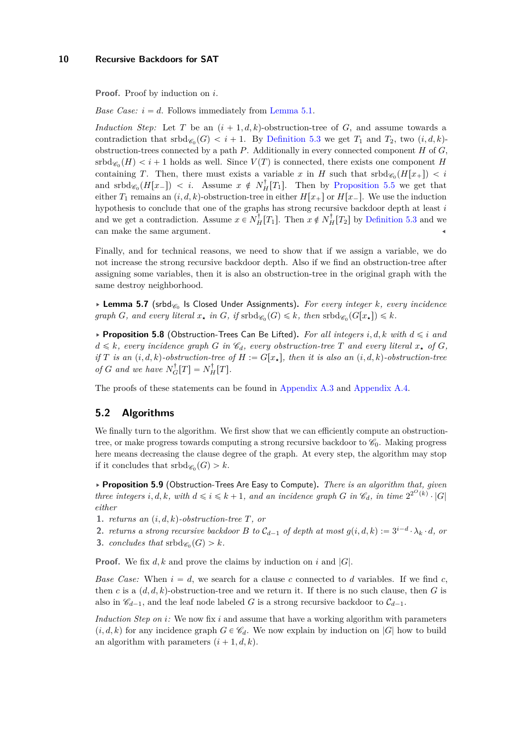**Proof.** Proof by induction on $i$.

*Base Case:* $i = d$. Follows immediately from Lemma 5.1.

*Induction Step:* Let $T$ be an $(i+1, d, k)$-obstruction-tree of $G$, and assume towards a contradiction that $\text{srbd}_{\mathscr{C}_0}(G) < i+1$. By Definition 5.3 we get $T_1$ and $T_2$, two $(i, d, k)$-obstruction-trees connected by a path $P$. Additionally in every connected component $H$ of $G$, $\text{srbd}_{\mathscr{C}_0}(H) < i+1$ holds as well. Since $V(T)$ is connected, there exists one component $H$ containing $T$. Then, there must exists a variable $x$ in $H$ such that $\text{srbd}_{\mathscr{C}_0}(H[x_+]) < i$ and $\text{srbd}_{\mathscr{C}_0}(H[x_-]) < i$. Assume $x \notin N_H^{\dagger}[T_1]$. Then by Proposition 5.5 we get that either $T_1$ remains an $(i, d, k)$-obstruction-tree in either $H[x_+]$ or $H[x_-]$. We use the induction hypothesis to conclude that one of the graphs has strong recursive backdoor depth at least $i$ and we get a contradiction. Assume $x \in N_H^{\dagger}[T_1]$. Then $x \notin N_H^{\dagger}[T_2]$ by Definition 5.3 and we can make the same argument. ◂

Finally, and for technical reasons, we need to show that if we assign a variable, we do not increase the strong recursive backdoor depth. Also if we find an obstruction-tree after assigning some variables, then it is also an obstruction-tree in the original graph with the same destroy neighborhood.

▸ **Lemma 5.7** ($\text{srbd}_{\mathscr{C}_0}$ Is Closed Under Assignments). *For every integer $k$, every incidence graph $G$, and every literal $x_\star$ in $G$, if $\text{srbd}_{\mathscr{C}_0}(G) \leqslant k$, then $\text{srbd}_{\mathscr{C}_0}(G[x_\star]) \leqslant k$.*

▸ **Proposition 5.8** (Obstruction-Trees Can Be Lifted). *For all integers $i, d, k$ with $d \leqslant i$ and $d \leqslant k$, every incidence graph $G$ in $\mathscr{C}_d$, every obstruction-tree $T$ and every literal $x_\star$ of $G$, if $T$ is an $(i, d, k)$-obstruction-tree of $H := G[x_\star]$, then it is also an $(i, d, k)$-obstruction-tree of $G$ and we have $N_G^{\dagger}[T] = N_H^{\dagger}[T]$.*

The proofs of these statements can be found in Appendix A.3 and Appendix A.4.

## 5.2 Algorithms

We finally turn to the algorithm. We first show that we can efficiently compute an obstruction-tree, or make progress towards computing a strong recursive backdoor to $\mathscr{C}_0$. Making progress here means decreasing the clause degree of the graph. At every step, the algorithm may stop if it concludes that $\text{srbd}_{\mathscr{C}_0}(G) > k$.

▸ **Proposition 5.9** (Obstruction-Trees Are Easy to Compute). *There is an algorithm that, given three integers $i, d, k$, with $d \leqslant i \leqslant k+1$, and an incidence graph $G$ in $\mathscr{C}_d$, in time $2^{2^{O(k)}} \cdot |G|$ either*

1. *returns an $(i, d, k)$-obstruction-tree $T$, or*
2. *returns a strong recursive backdoor $B$ to $\mathcal{C}_{d-1}$ of depth at most $g(i, d, k) := 3^{i-d} \cdot \lambda_k \cdot d$, or*
3. *concludes that $\text{srbd}_{\mathscr{C}_0}(G) > k$.*

**Proof.** We fix $d, k$ and prove the claims by induction on $i$ and $|G|$.

*Base Case:* When $i = d$, we search for a clause $c$ connected to $d$ variables. If we find $c$, then $c$ is a $(d, d, k)$-obstruction-tree and we return it. If there is no such clause, then $G$ is also in $\mathscr{C}_{d-1}$, and the leaf node labeled $G$ is a strong recursive backdoor to $\mathcal{C}_{d-1}$.

*Induction Step on $i$:* We now fix $i$ and assume that have a working algorithm with parameters $(i, d, k)$ for any incidence graph $G \in \mathscr{C}_d$. We now explain by induction on $|G|$ how to build an algorithm with parameters $(i+1, d, k)$.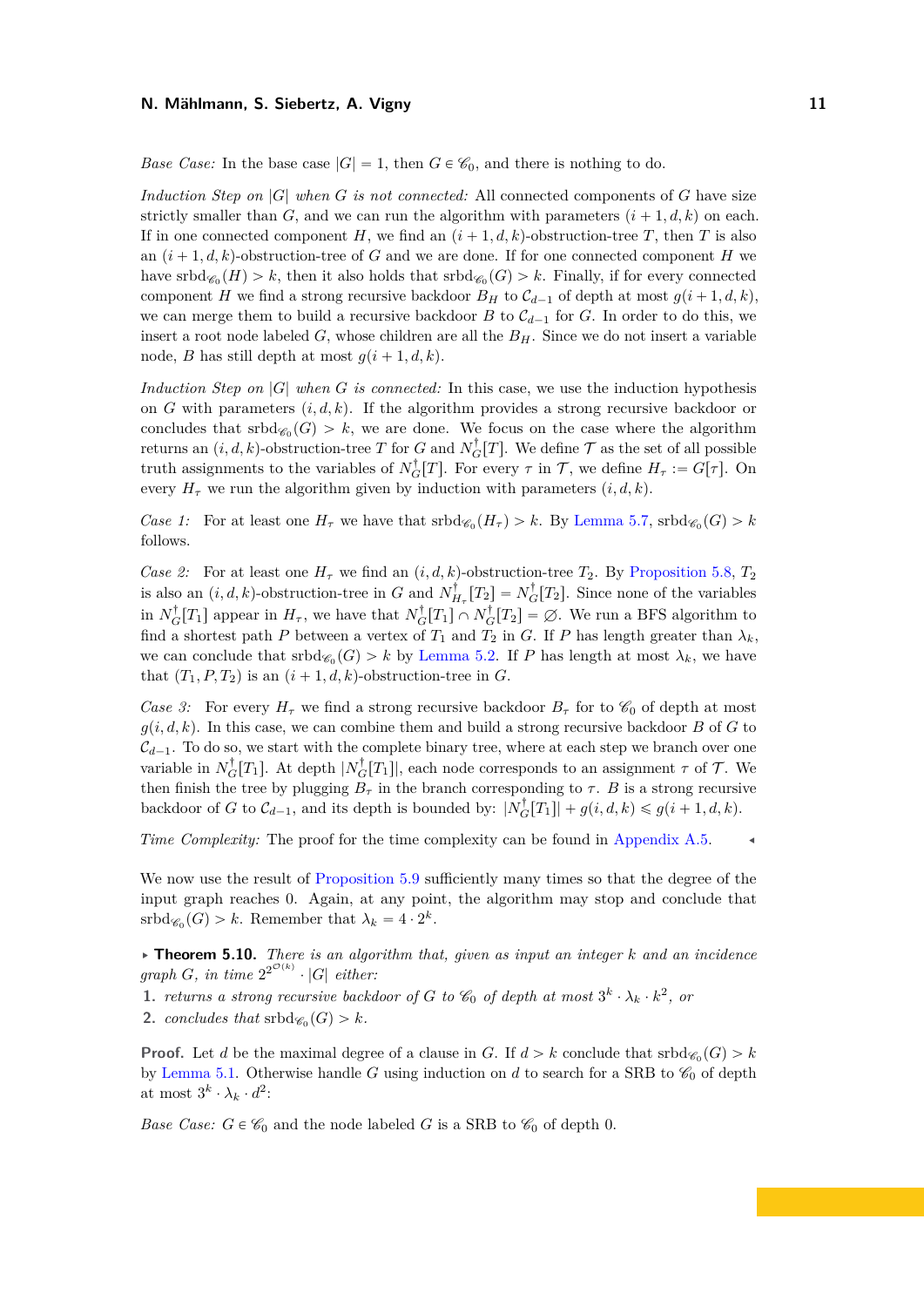*Base Case:* In the base case $|G| = 1$, then $G \in \mathscr{C}_0$, and there is nothing to do.

*Induction Step on $|G|$ when $G$ is not connected:* All connected components of $G$ have size strictly smaller than $G$, and we can run the algorithm with parameters $(i+1, d, k)$ on each. If in one connected component $H$, we find an $(i+1, d, k)$-obstruction-tree $T$, then $T$ is also an $(i+1, d, k)$-obstruction-tree of $G$ and we are done. If for one connected component $H$ we have $\mathrm{srbd}_{\mathscr{C}_0}(H) > k$, then it also holds that $\mathrm{srbd}_{\mathscr{C}_0}(G) > k$. Finally, if for every connected component $H$ we find a strong recursive backdoor $B_H$ to $\mathcal{C}_{d-1}$ of depth at most $g(i+1, d, k)$, we can merge them to build a recursive backdoor $B$ to $\mathcal{C}_{d-1}$ for $G$. In order to do this, we insert a root node labeled $G$, whose children are all the $B_H$. Since we do not insert a variable node, $B$ has still depth at most $g(i+1, d, k)$.

*Induction Step on $|G|$ when $G$ is connected:* In this case, we use the induction hypothesis on $G$ with parameters $(i, d, k)$. If the algorithm provides a strong recursive backdoor or concludes that $\mathrm{srbd}_{\mathscr{C}_0}(G) > k$, we are done. We focus on the case where the algorithm returns an $(i, d, k)$-obstruction-tree $T$ for $G$ and $N_G^\dagger[T]$. We define $\mathcal{T}$ as the set of all possible truth assignments to the variables of $N_G^\dagger[T]$. For every $\tau$ in $\mathcal{T}$, we define $H_\tau := G[\tau]$. On every $H_\tau$ we run the algorithm given by induction with parameters $(i, d, k)$.

*Case 1:* For at least one $H_\tau$ we have that $\mathrm{srbd}_{\mathscr{C}_0}(H_\tau) > k$. By Lemma 5.7, $\mathrm{srbd}_{\mathscr{C}_0}(G) > k$ follows.

*Case 2:* For at least one $H_\tau$ we find an $(i, d, k)$-obstruction-tree $T_2$. By Proposition 5.8, $T_2$ is also an $(i, d, k)$-obstruction-tree in $G$ and $N_{H_\tau}^\dagger[T_2] = N_G^\dagger[T_2]$. Since none of the variables in $N_G^\dagger[T_1]$ appear in $H_\tau$, we have that $N_G^\dagger[T_1] \cap N_G^\dagger[T_2] = \varnothing$. We run a BFS algorithm to find a shortest path $P$ between a vertex of $T_1$ and $T_2$ in $G$. If $P$ has length greater than $\lambda_k$, we can conclude that $\mathrm{srbd}_{\mathscr{C}_0}(G) > k$ by Lemma 5.2. If $P$ has length at most $\lambda_k$, we have that $(T_1, P, T_2)$ is an $(i+1, d, k)$-obstruction-tree in $G$.

*Case 3:* For every $H_\tau$ we find a strong recursive backdoor $B_\tau$ for to $\mathscr{C}_0$ of depth at most $g(i, d, k)$. In this case, we can combine them and build a strong recursive backdoor $B$ of $G$ to $\mathcal{C}_{d-1}$. To do so, we start with the complete binary tree, where at each step we branch over one variable in $N_G^\dagger[T_1]$. At depth $|N_G^\dagger[T_1]|$, each node corresponds to an assignment $\tau$ of $\mathcal{T}$. We then finish the tree by plugging $B_\tau$ in the branch corresponding to $\tau$. $B$ is a strong recursive backdoor of $G$ to $\mathcal{C}_{d-1}$, and its depth is bounded by: $|N_G^\dagger[T_1]| + g(i, d, k) \leqslant g(i+1, d, k)$.

*Time Complexity:* The proof for the time complexity can be found in Appendix A.5. ◂

We now use the result of Proposition 5.9 sufficiently many times so that the degree of the input graph reaches 0. Again, at any point, the algorithm may stop and conclude that $\mathrm{srbd}_{\mathscr{C}_0}(G) > k$. Remember that $\lambda_k = 4 \cdot 2^k$.

▸ **Theorem 5.10.** *There is an algorithm that, given as input an integer $k$ and an incidence graph $G$, in time $2^{2^{\mathcal{O}(k)}} \cdot |G|$ either:*

1. *returns a strong recursive backdoor of $G$ to $\mathscr{C}_0$ of depth at most $3^k \cdot \lambda_k \cdot k^2$, or*
2. *concludes that $\mathrm{srbd}_{\mathscr{C}_0}(G) > k$.*

**Proof.** Let $d$ be the maximal degree of a clause in $G$. If $d > k$ conclude that $\mathrm{srbd}_{\mathscr{C}_0}(G) > k$ by Lemma 5.1. Otherwise handle $G$ using induction on $d$ to search for a SRB to $\mathscr{C}_0$ of depth at most $3^k \cdot \lambda_k \cdot d^2$:

*Base Case:* $G \in \mathscr{C}_0$ and the node labeled $G$ is a SRB to $\mathscr{C}_0$ of depth 0.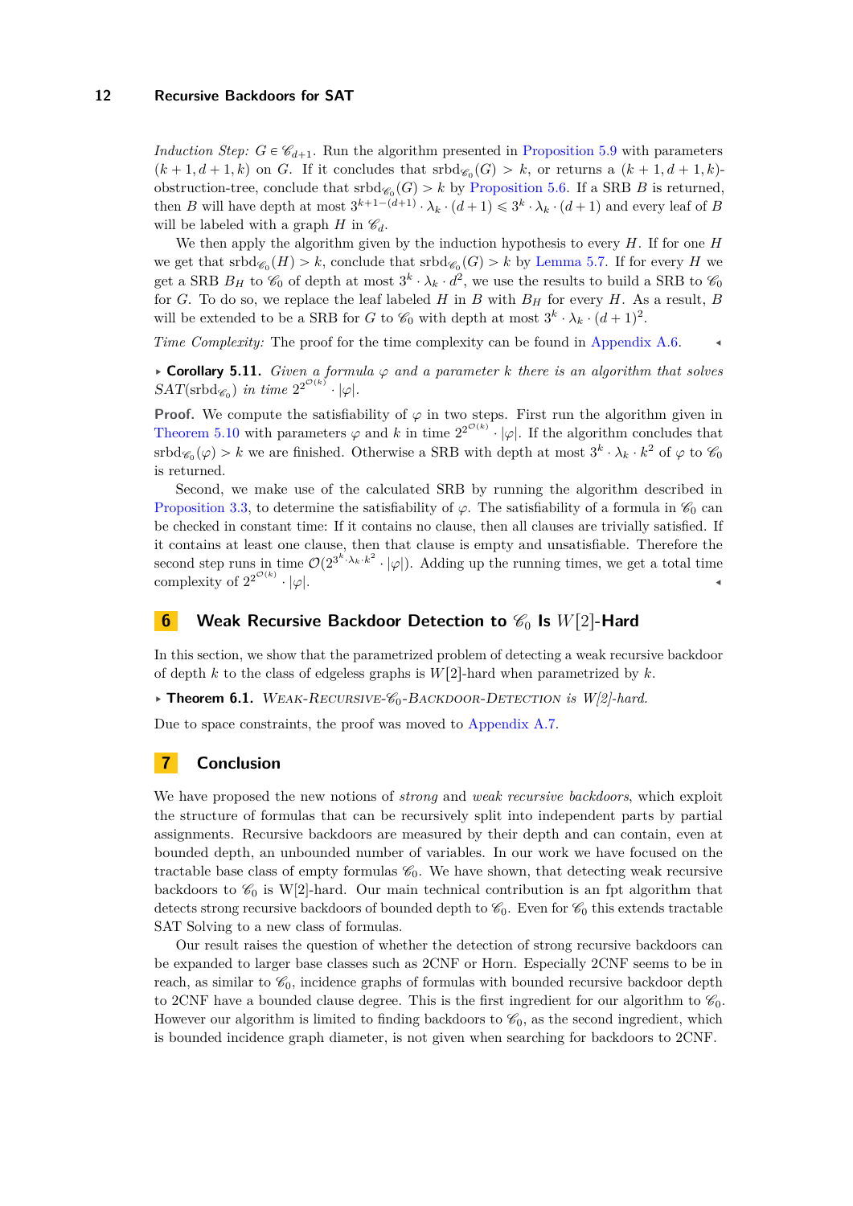*Induction Step:* $G \in \mathscr{C}_{d+1}$. Run the algorithm presented in Proposition 5.9 with parameters $(k+1, d+1, k)$ on $G$. If it concludes that $\text{srbd}_{\mathscr{C}_0}(G) > k$, or returns a $(k+1, d+1, k)$-obstruction-tree, conclude that $\text{srbd}_{\mathscr{C}_0}(G) > k$ by Proposition 5.6. If a SRB $B$ is returned, then $B$ will have depth at most $3^{k+1-(d+1)} \cdot \lambda_k \cdot (d+1) \leqslant 3^k \cdot \lambda_k \cdot (d+1)$ and every leaf of $B$ will be labeled with a graph $H$ in $\mathscr{C}_d$.

We then apply the algorithm given by the induction hypothesis to every $H$. If for one $H$ we get that $\text{srbd}_{\mathscr{C}_0}(H) > k$, conclude that $\text{srbd}_{\mathscr{C}_0}(G) > k$ by Lemma 5.7. If for every $H$ we get a SRB $B_H$ to $\mathscr{C}_0$ of depth at most $3^k \cdot \lambda_k \cdot d^2$, we use the results to build a SRB to $\mathscr{C}_0$ for $G$. To do so, we replace the leaf labeled $H$ in $B$ with $B_H$ for every $H$. As a result, $B$ will be extended to be a SRB for $G$ to $\mathscr{C}_0$ with depth at most $3^k \cdot \lambda_k \cdot (d+1)^2$.

*Time Complexity:* The proof for the time complexity can be found in Appendix A.6. ◂

▸ **Corollary 5.11.** *Given a formula $\varphi$ and a parameter $k$ there is an algorithm that solves $SAT(\text{srbd}_{\mathscr{C}_0})$ in time $2^{2^{\mathcal{O}(k)}} \cdot |\varphi|$.*

**Proof.** We compute the satisfiability of $\varphi$ in two steps. First run the algorithm given in Theorem 5.10 with parameters $\varphi$ and $k$ in time $2^{2^{\mathcal{O}(k)}} \cdot |\varphi|$. If the algorithm concludes that $\text{srbd}_{\mathscr{C}_0}(\varphi) > k$ we are finished. Otherwise a SRB with depth at most $3^k \cdot \lambda_k \cdot k^2$ of $\varphi$ to $\mathscr{C}_0$ is returned.

Second, we make use of the calculated SRB by running the algorithm described in Proposition 3.3, to determine the satisfiability of $\varphi$. The satisfiability of a formula in $\mathscr{C}_0$ can be checked in constant time: If it contains no clause, then all clauses are trivially satisfied. If it contains at least one clause, then that clause is empty and unsatisfiable. Therefore the second step runs in time $\mathcal{O}(2^{3^k \cdot \lambda_k \cdot k^2} \cdot |\varphi|)$. Adding up the running times, we get a total time complexity of $2^{2^{\mathcal{O}(k)}} \cdot |\varphi|$. ◂

## 6 Weak Recursive Backdoor Detection to $\mathscr{C}_0$ Is $W[2]$-Hard

In this section, we show that the parametrized problem of detecting a weak recursive backdoor of depth $k$ to the class of edgeless graphs is $W[2]$-hard when parametrized by $k$.

▸ **Theorem 6.1.** *Weak-Recursive-$\mathscr{C}_0$-Backdoor-Detection is $W[2]$-hard.*

Due to space constraints, the proof was moved to Appendix A.7.

## 7 Conclusion

We have proposed the new notions of *strong* and *weak recursive backdoors*, which exploit the structure of formulas that can be recursively split into independent parts by partial assignments. Recursive backdoors are measured by their depth and can contain, even at bounded depth, an unbounded number of variables. In our work we have focused on the tractable base class of empty formulas $\mathscr{C}_0$. We have shown, that detecting weak recursive backdoors to $\mathscr{C}_0$ is W[2]-hard. Our main technical contribution is an fpt algorithm that detects strong recursive backdoors of bounded depth to $\mathscr{C}_0$. Even for $\mathscr{C}_0$ this extends tractable SAT Solving to a new class of formulas.

Our result raises the question of whether the detection of strong recursive backdoors can be expanded to larger base classes such as 2CNF or Horn. Especially 2CNF seems to be in reach, as similar to $\mathscr{C}_0$, incidence graphs of formulas with bounded recursive backdoor depth to 2CNF have a bounded clause degree. This is the first ingredient for our algorithm to $\mathscr{C}_0$. However our algorithm is limited to finding backdoors to $\mathscr{C}_0$, as the second ingredient, which is bounded incidence graph diameter, is not given when searching for backdoors to 2CNF.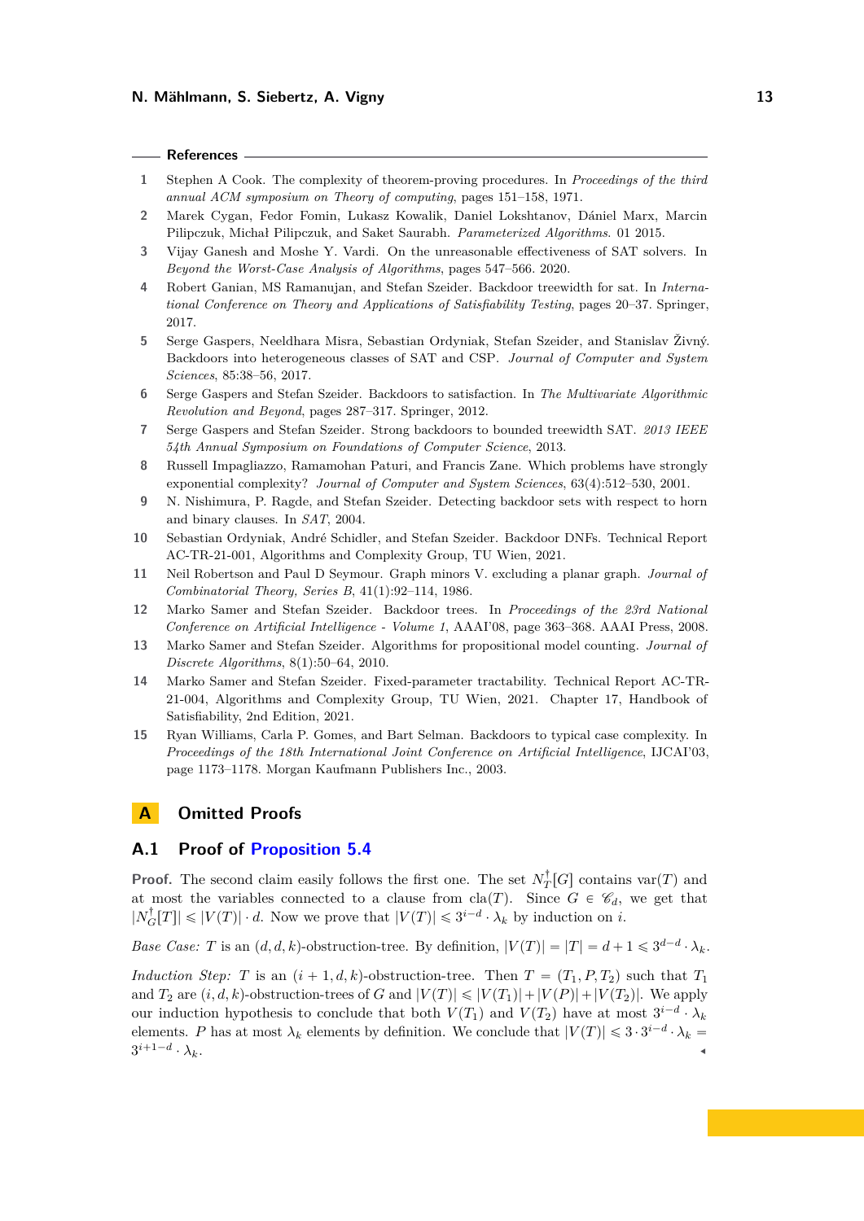## References

1. Stephen A Cook. The complexity of theorem-proving procedures. In *Proceedings of the third annual ACM symposium on Theory of computing*, pages 151–158, 1971.
2. Marek Cygan, Fedor Fomin, Lukasz Kowalik, Daniel Lokshtanov, Dániel Marx, Marcin Pilipczuk, Michał Pilipczuk, and Saket Saurabh. *Parameterized Algorithms*. 01 2015.
3. Vijay Ganesh and Moshe Y. Vardi. On the unreasonable effectiveness of SAT solvers. In *Beyond the Worst-Case Analysis of Algorithms*, pages 547–566. 2020.
4. Robert Ganian, MS Ramanujan, and Stefan Szeider. Backdoor treewidth for sat. In *International Conference on Theory and Applications of Satisfiability Testing*, pages 20–37. Springer, 2017.
5. Serge Gaspers, Neeldhara Misra, Sebastian Ordyniak, Stefan Szeider, and Stanislav Živný. Backdoors into heterogeneous classes of SAT and CSP. *Journal of Computer and System Sciences*, 85:38–56, 2017.
6. Serge Gaspers and Stefan Szeider. Backdoors to satisfaction. In *The Multivariate Algorithmic Revolution and Beyond*, pages 287–317. Springer, 2012.
7. Serge Gaspers and Stefan Szeider. Strong backdoors to bounded treewidth SAT. *2013 IEEE 54th Annual Symposium on Foundations of Computer Science*, 2013.
8. Russell Impagliazzo, Ramamohan Paturi, and Francis Zane. Which problems have strongly exponential complexity? *Journal of Computer and System Sciences*, 63(4):512–530, 2001.
9. N. Nishimura, P. Ragde, and Stefan Szeider. Detecting backdoor sets with respect to horn and binary clauses. In *SAT*, 2004.
10. Sebastian Ordyniak, André Schidler, and Stefan Szeider. Backdoor DNFs. Technical Report AC-TR-21-001, Algorithms and Complexity Group, TU Wien, 2021.
11. Neil Robertson and Paul D Seymour. Graph minors V. excluding a planar graph. *Journal of Combinatorial Theory, Series B*, 41(1):92–114, 1986.
12. Marko Samer and Stefan Szeider. Backdoor trees. In *Proceedings of the 23rd National Conference on Artificial Intelligence - Volume 1*, AAAI'08, page 363–368. AAAI Press, 2008.
13. Marko Samer and Stefan Szeider. Algorithms for propositional model counting. *Journal of Discrete Algorithms*, 8(1):50–64, 2010.
14. Marko Samer and Stefan Szeider. Fixed-parameter tractability. Technical Report AC-TR-21-004, Algorithms and Complexity Group, TU Wien, 2021. Chapter 17, Handbook of Satisfiability, 2nd Edition, 2021.
15. Ryan Williams, Carla P. Gomes, and Bart Selman. Backdoors to typical case complexity. In *Proceedings of the 18th International Joint Conference on Artificial Intelligence*, IJCAI'03, page 1173–1178. Morgan Kaufmann Publishers Inc., 2003.

# A Omitted Proofs

## A.1 Proof of Proposition 5.4

**Proof.** The second claim easily follows the first one. The set $N_T^\dagger[G]$ contains $\text{var}(T)$ and at most the variables connected to a clause from $\text{cla}(T)$. Since $G \in \mathscr{C}_d$, we get that $|N_G^\dagger[T]| \leqslant |V(T)| \cdot d$. Now we prove that $|V(T)| \leqslant 3^{i-d} \cdot \lambda_k$ by induction on $i$.

*Base Case:* $T$ is an $(d, d, k)$-obstruction-tree. By definition, $|V(T)| = |T| = d + 1 \leqslant 3^{d-d} \cdot \lambda_k$.

*Induction Step:* $T$ is an $(i + 1, d, k)$-obstruction-tree. Then $T = (T_1, P, T_2)$ such that $T_1$ and $T_2$ are $(i, d, k)$-obstruction-trees of $G$ and $|V(T)| \leqslant |V(T_1)| + |V(P)| + |V(T_2)|$. We apply our induction hypothesis to conclude that both $V(T_1)$ and $V(T_2)$ have at most $3^{i-d} \cdot \lambda_k$ elements. $P$ has at most $\lambda_k$ elements by definition. We conclude that $|V(T)| \leqslant 3 \cdot 3^{i-d} \cdot \lambda_k = 3^{i+1-d} \cdot \lambda_k$. ◂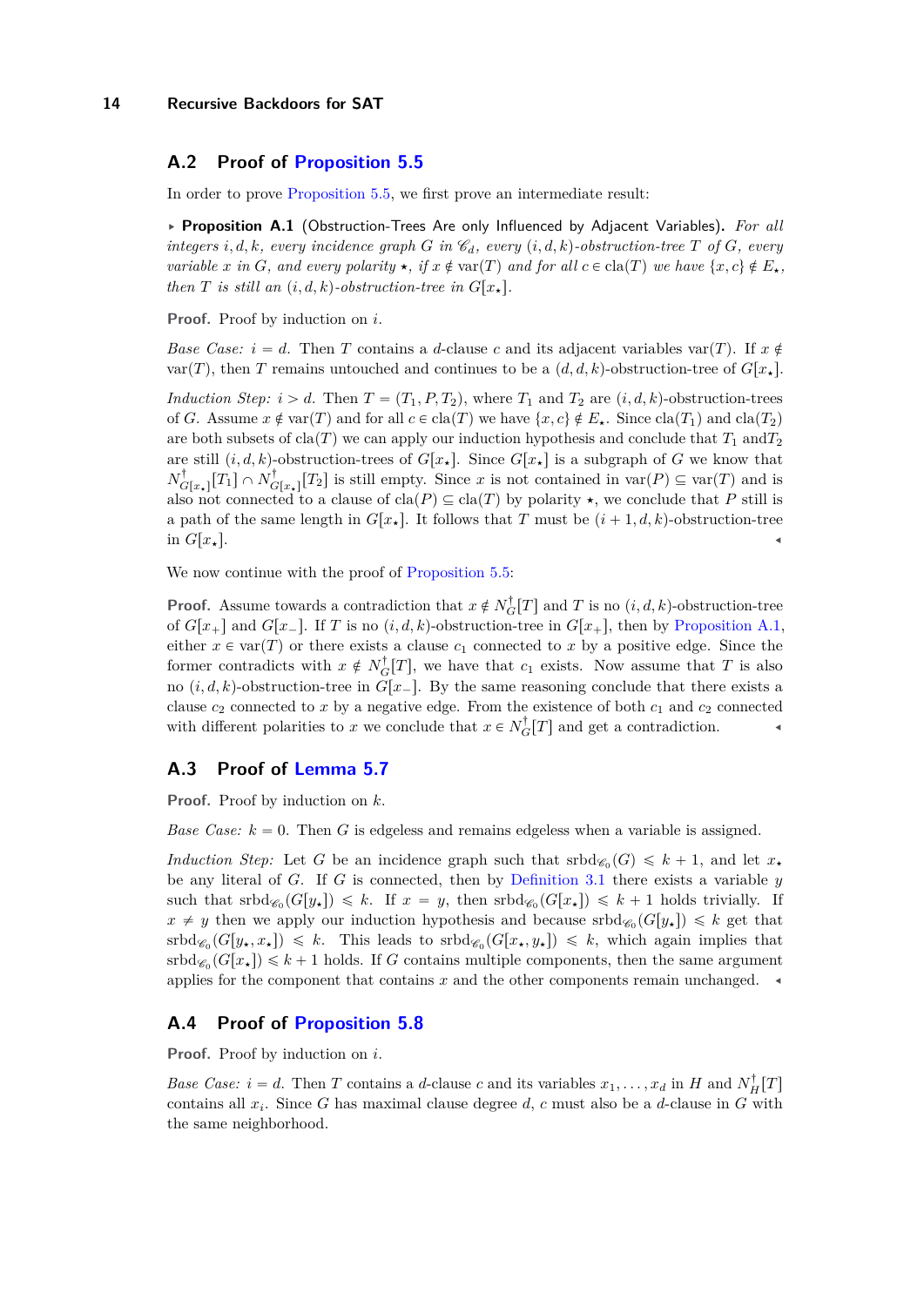## A.2 Proof of Proposition 5.5

In order to prove Proposition 5.5, we first prove an intermediate result:

▸ **Proposition A.1** (Obstruction-Trees Are only Influenced by Adjacent Variables). *For all integers $i, d, k$, every incidence graph $G$ in $\mathscr{C}_d$, every $(i, d, k)$-obstruction-tree $T$ of $G$, every variable $x$ in $G$, and every polarity $\star$, if $x \notin \text{var}(T)$ and for all $c \in \text{cla}(T)$ we have $\{x, c\} \notin E_\star$, then $T$ is still an $(i, d, k)$-obstruction-tree in $G[x_\star]$.*

**Proof.** Proof by induction on $i$.

*Base Case:* $i = d$. Then $T$ contains a $d$-clause $c$ and its adjacent variables $\text{var}(T)$. If $x \notin \text{var}(T)$, then $T$ remains untouched and continues to be a $(d, d, k)$-obstruction-tree of $G[x_\star]$.

*Induction Step:* $i > d$. Then $T = (T_1, P, T_2)$, where $T_1$ and $T_2$ are $(i, d, k)$-obstruction-trees of $G$. Assume $x \notin \text{var}(T)$ and for all $c \in \text{cla}(T)$ we have $\{x, c\} \notin E_\star$. Since $\text{cla}(T_1)$ and $\text{cla}(T_2)$ are both subsets of $\text{cla}(T)$ we can apply our induction hypothesis and conclude that $T_1$ and$T_2$ are still $(i, d, k)$-obstruction-trees of $G[x_\star]$. Since $G[x_\star]$ is a subgraph of $G$ we know that $N^\dagger_{G[x_\star]}[T_1] \cap N^\dagger_{G[x_\star]}[T_2]$ is still empty. Since $x$ is not contained in $\text{var}(P) \subseteq \text{var}(T)$ and is also not connected to a clause of $\text{cla}(P) \subseteq \text{cla}(T)$ by polarity $\star$, we conclude that $P$ still is a path of the same length in $G[x_\star]$. It follows that $T$ must be $(i + 1, d, k)$-obstruction-tree in $G[x_\star]$. ◂

We now continue with the proof of Proposition 5.5:

**Proof.** Assume towards a contradiction that $x \notin N^\dagger_G[T]$ and $T$ is no $(i, d, k)$-obstruction-tree of $G[x_+]$ and $G[x_-]$. If $T$ is no $(i, d, k)$-obstruction-tree in $G[x_+]$, then by Proposition A.1, either $x \in \text{var}(T)$ or there exists a clause $c_1$ connected to $x$ by a positive edge. Since the former contradicts with $x \notin N^\dagger_G[T]$, we have that $c_1$ exists. Now assume that $T$ is also no $(i, d, k)$-obstruction-tree in $G[x_-]$. By the same reasoning conclude that there exists a clause $c_2$ connected to $x$ by a negative edge. From the existence of both $c_1$ and $c_2$ connected with different polarities to $x$ we conclude that $x \in N^\dagger_G[T]$ and get a contradiction. ◂

## A.3 Proof of Lemma 5.7

**Proof.** Proof by induction on $k$.

*Base Case:* $k = 0$. Then $G$ is edgeless and remains edgeless when a variable is assigned.

*Induction Step:* Let $G$ be an incidence graph such that $\text{srbd}_{\mathscr{C}_0}(G) \leqslant k + 1$, and let $x_\star$ be any literal of $G$. If $G$ is connected, then by Definition 3.1 there exists a variable $y$ such that $\text{srbd}_{\mathscr{C}_0}(G[y_\star]) \leqslant k$. If $x = y$, then $\text{srbd}_{\mathscr{C}_0}(G[x_\star]) \leqslant k + 1$ holds trivially. If $x \neq y$ then we apply our induction hypothesis and because $\text{srbd}_{\mathscr{C}_0}(G[y_\star]) \leqslant k$ get that $\text{srbd}_{\mathscr{C}_0}(G[y_\star, x_\star]) \leqslant k$. This leads to $\text{srbd}_{\mathscr{C}_0}(G[x_\star, y_\star]) \leqslant k$, which again implies that $\text{srbd}_{\mathscr{C}_0}(G[x_\star]) \leqslant k + 1$ holds. If $G$ contains multiple components, then the same argument applies for the component that contains $x$ and the other components remain unchanged. ◂

## A.4 Proof of Proposition 5.8

**Proof.** Proof by induction on $i$.

*Base Case:* $i = d$. Then $T$ contains a $d$-clause $c$ and its variables $x_1, \ldots, x_d$ in $H$ and $N^\dagger_H[T]$ contains all $x_i$. Since $G$ has maximal clause degree $d$, $c$ must also be a $d$-clause in $G$ with the same neighborhood.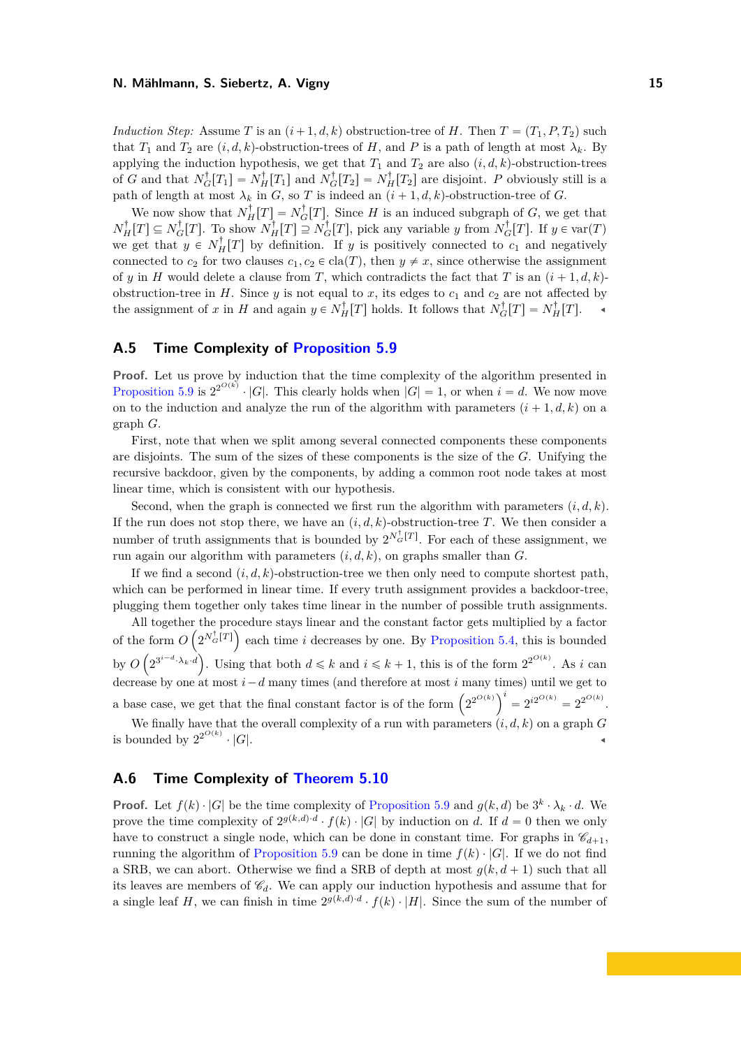*Induction Step:* Assume $T$ is an $(i+1,d,k)$ obstruction-tree of $H$. Then $T=(T_1,P,T_2)$ such that $T_1$ and $T_2$ are $(i,d,k)$-obstruction-trees of $H$, and $P$ is a path of length at most $\lambda_k$. By applying the induction hypothesis, we get that $T_1$ and $T_2$ are also $(i,d,k)$-obstruction-trees of $G$ and that $N_G^\dagger[T_1]=N_H^\dagger[T_1]$ and $N_G^\dagger[T_2]=N_H^\dagger[T_2]$ are disjoint. $P$ obviously still is a path of length at most $\lambda_k$ in $G$, so $T$ is indeed an $(i+1,d,k)$-obstruction-tree of $G$.

We now show that $N_H^\dagger[T]=N_G^\dagger[T]$. Since $H$ is an induced subgraph of $G$, we get that $N_H^\dagger[T]\subseteq N_G^\dagger[T]$. To show $N_H^\dagger[T]\supseteq N_G^\dagger[T]$, pick any variable $y$ from $N_G^\dagger[T]$. If $y\in \text{var}(T)$ we get that $y\in N_H^\dagger[T]$ by definition. If $y$ is positively connected to $c_1$ and negatively connected to $c_2$ for two clauses $c_1,c_2\in \text{cla}(T)$, then $y\neq x$, since otherwise the assignment of $y$ in $H$ would delete a clause from $T$, which contradicts the fact that $T$ is an $(i+1,d,k)$-obstruction-tree in $H$. Since $y$ is not equal to $x$, its edges to $c_1$ and $c_2$ are not affected by the assignment of $x$ in $H$ and again $y\in N_H^\dagger[T]$ holds. It follows that $N_G^\dagger[T]=N_H^\dagger[T]$. ◂

## A.5 Time Complexity of Proposition 5.9

**Proof.** Let us prove by induction that the time complexity of the algorithm presented in Proposition 5.9 is $2^{2^{O(k)}}\cdot|G|$. This clearly holds when $|G|=1$, or when $i=d$. We now move on to the induction and analyze the run of the algorithm with parameters $(i+1,d,k)$ on a graph $G$.

First, note that when we split among several connected components these components are disjoints. The sum of the sizes of these components is the size of the $G$. Unifying the recursive backdoor, given by the components, by adding a common root node takes at most linear time, which is consistent with our hypothesis.

Second, when the graph is connected we first run the algorithm with parameters $(i,d,k)$. If the run does not stop there, we have an $(i,d,k)$-obstruction-tree $T$. We then consider a number of truth assignments that is bounded by $2^{N_G^\dagger[T]}$. For each of these assignment, we run again our algorithm with parameters $(i,d,k)$, on graphs smaller than $G$.

If we find a second $(i,d,k)$-obstruction-tree we then only need to compute shortest path, which can be performed in linear time. If every truth assignment provides a backdoor-tree, plugging them together only takes time linear in the number of possible truth assignments.

All together the procedure stays linear and the constant factor gets multiplied by a factor of the form $O\left(2^{N_G^\dagger[T]}\right)$ each time $i$ decreases by one. By Proposition 5.4, this is bounded by $O\left(2^{3^{i-d}\cdot\lambda_k\cdot d}\right)$. Using that both $d\leqslant k$ and $i\leqslant k+1$, this is of the form $2^{2^{O(k)}}$. As $i$ can decrease by one at most $i-d$ many times (and therefore at most $i$ many times) until we get to a base case, we get that the final constant factor is of the form $\left(2^{2^{O(k)}}\right)^i=2^{i2^{O(k)}}=2^{2^{O(k)}}$.

We finally have that the overall complexity of a run with parameters $(i,d,k)$ on a graph $G$ is bounded by $2^{2^{O(k)}}\cdot|G|$. ◂

## A.6 Time Complexity of Theorem 5.10

**Proof.** Let $f(k)\cdot|G|$ be the time complexity of Proposition 5.9 and $g(k,d)$ be $3^k\cdot\lambda_k\cdot d$. We prove the time complexity of $2^{g(k,d)\cdot d}\cdot f(k)\cdot|G|$ by induction on $d$. If $d=0$ then we only have to construct a single node, which can be done in constant time. For graphs in $\mathscr{C}_{d+1}$, running the algorithm of Proposition 5.9 can be done in time $f(k)\cdot|G|$. If we do not find a SRB, we can abort. Otherwise we find a SRB of depth at most $g(k,d+1)$ such that all its leaves are members of $\mathscr{C}_d$. We can apply our induction hypothesis and assume that for a single leaf $H$, we can finish in time $2^{g(k,d)\cdot d}\cdot f(k)\cdot|H|$. Since the sum of the number of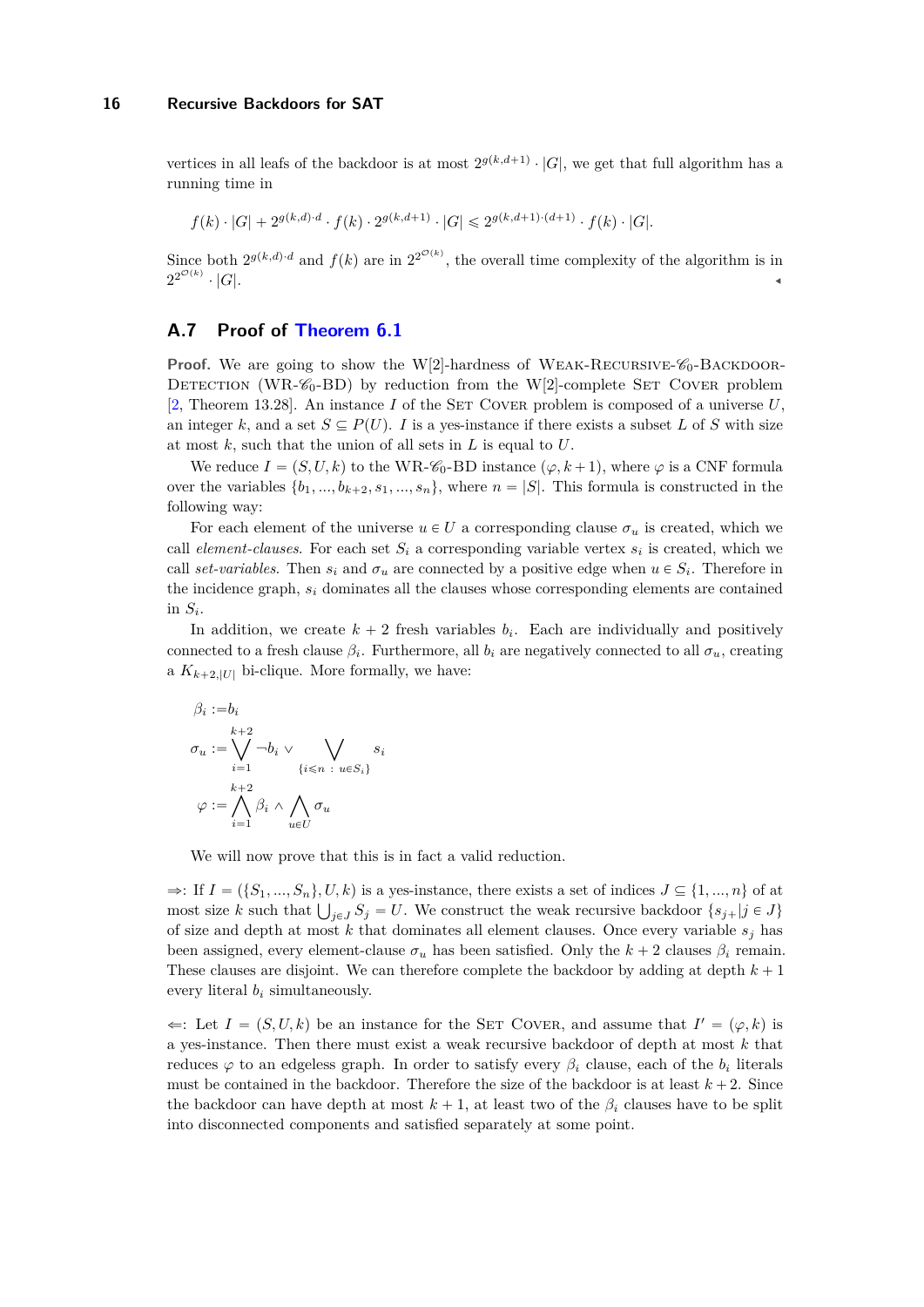vertices in all leafs of the backdoor is at most $2^{g(k,d+1)} \cdot |G|$, we get that full algorithm has a running time in

$$f(k) \cdot |G| + 2^{g(k,d) \cdot d} \cdot f(k) \cdot 2^{g(k,d+1)} \cdot |G| \leqslant 2^{g(k,d+1) \cdot (d+1)} \cdot f(k) \cdot |G|.$$

Since both $2^{g(k,d) \cdot d}$ and $f(k)$ are in $2^{2^{\mathcal{O}(k)}}$, the overall time complexity of the algorithm is in $2^{2^{\mathcal{O}(k)}} \cdot |G|$. ◂

## A.7 Proof of Theorem 6.1

**Proof.** We are going to show the W[2]-hardness of Weak-Recursive-$\mathscr{C}_0$-Backdoor-Detection (WR-$\mathscr{C}_0$-BD) by reduction from the W[2]-complete Set Cover problem [2, Theorem 13.28]. An instance $I$ of the Set Cover problem is composed of a universe $U$, an integer $k$, and a set $S \subseteq P(U)$. $I$ is a yes-instance if there exists a subset $L$ of $S$ with size at most $k$, such that the union of all sets in $L$ is equal to $U$.

We reduce $I = (S, U, k)$ to the WR-$\mathscr{C}_0$-BD instance $(\varphi, k+1)$, where $\varphi$ is a CNF formula over the variables $\{b_1, ..., b_{k+2}, s_1, ..., s_n\}$, where $n = |S|$. This formula is constructed in the following way:

For each element of the universe $u \in U$ a corresponding clause $\sigma_u$ is created, which we call *element-clauses*. For each set $S_i$ a corresponding variable vertex $s_i$ is created, which we call *set-variables*. Then $s_i$ and $\sigma_u$ are connected by a positive edge when $u \in S_i$. Therefore in the incidence graph, $s_i$ dominates all the clauses whose corresponding elements are contained in $S_i$.

In addition, we create $k + 2$ fresh variables $b_i$. Each are individually and positively connected to a fresh clause $\beta_i$. Furthermore, all $b_i$ are negatively connected to all $\sigma_u$, creating a $K_{k+2,|U|}$ bi-clique. More formally, we have:

$$\beta_i := b_i$$

$$\sigma_u := \bigvee_{i=1}^{k+2} \neg b_i \vee \bigvee_{\{i \leqslant n \,:\, u \in S_i\}} s_i$$

$$\varphi := \bigwedge_{i=1}^{k+2} \beta_i \wedge \bigwedge_{u \in U} \sigma_u$$

We will now prove that this is in fact a valid reduction.

$\Rightarrow$: If $I = (\{S_1, ..., S_n\}, U, k)$ is a yes-instance, there exists a set of indices $J \subseteq \{1, ..., n\}$ of at most size $k$ such that $\bigcup_{j \in J} S_j = U$. We construct the weak recursive backdoor $\{s_{j+} | j \in J\}$ of size and depth at most $k$ that dominates all element clauses. Once every variable $s_j$ has been assigned, every element-clause $\sigma_u$ has been satisfied. Only the $k + 2$ clauses $\beta_i$ remain. These clauses are disjoint. We can therefore complete the backdoor by adding at depth $k + 1$ every literal $b_i$ simultaneously.

$\Leftarrow$: Let $I = (S, U, k)$ be an instance for the Set Cover, and assume that $I' = (\varphi, k)$ is a yes-instance. Then there must exist a weak recursive backdoor of depth at most $k$ that reduces $\varphi$ to an edgeless graph. In order to satisfy every $\beta_i$ clause, each of the $b_i$ literals must be contained in the backdoor. Therefore the size of the backdoor is at least $k + 2$. Since the backdoor can have depth at most $k + 1$, at least two of the $\beta_i$ clauses have to be split into disconnected components and satisfied separately at some point.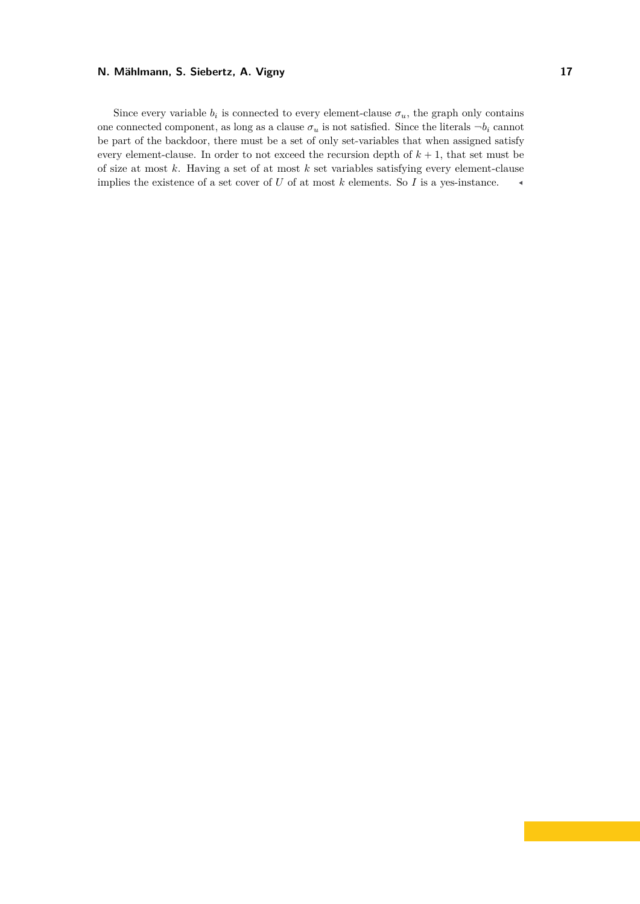Since every variable $b_i$ is connected to every element-clause $\sigma_u$, the graph only contains one connected component, as long as a clause $\sigma_u$ is not satisfied. Since the literals $\neg b_i$ cannot be part of the backdoor, there must be a set of only set-variables that when assigned satisfy every element-clause. In order to not exceed the recursion depth of $k + 1$, that set must be of size at most $k$. Having a set of at most $k$ set variables satisfying every element-clause implies the existence of a set cover of $U$ of at most $k$ elements. So $I$ is a yes-instance. ◂